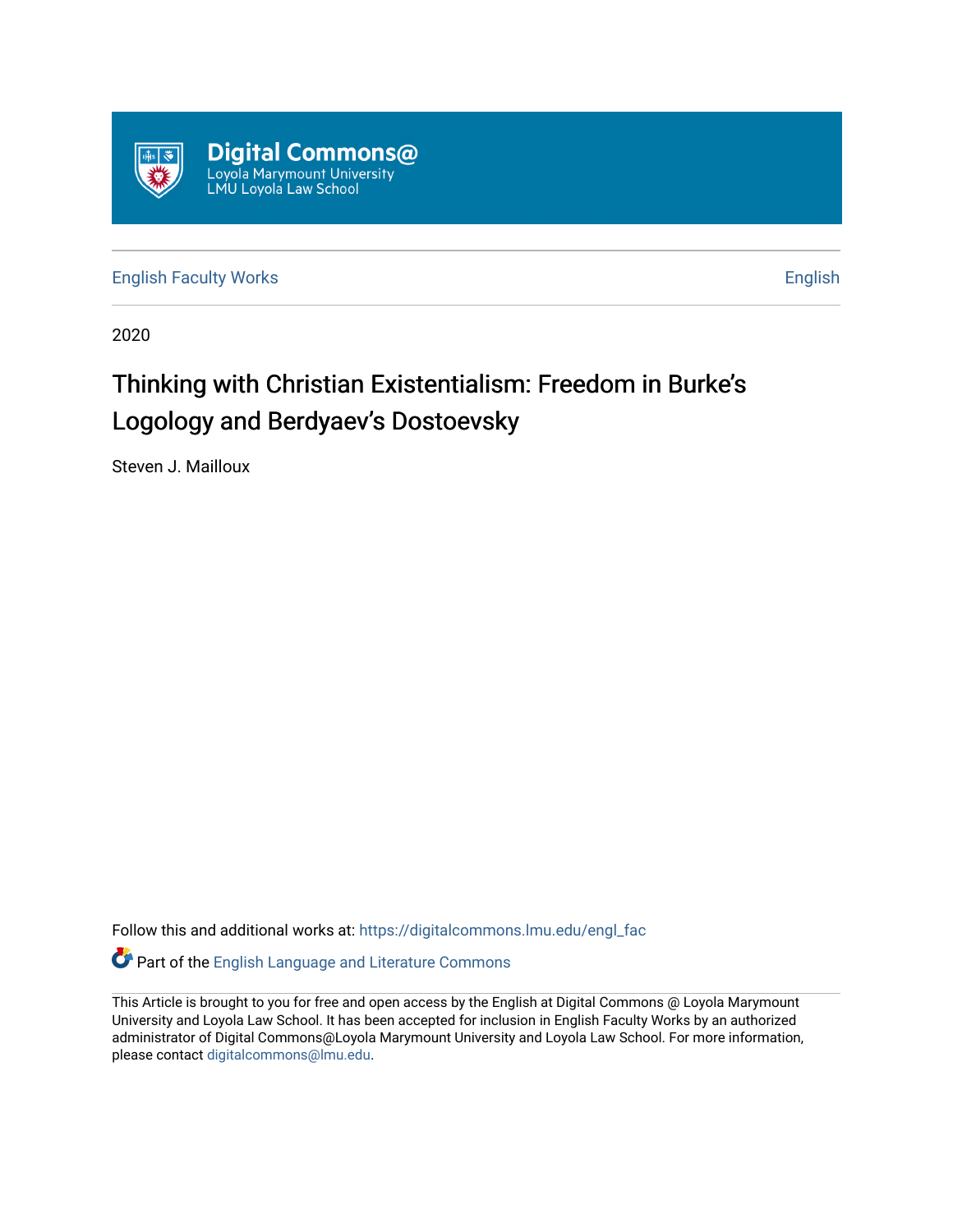Digital Commons@
Loyola Marymount University
LMU Loyola Law School

English Faculty Works | English

2020

# Thinking with Christian Existentialism: Freedom in Burke's Logology and Berdyaev's Dostoevsky

Steven J. Mailloux

Follow this and additional works at: https://digitalcommons.lmu.edu/engl_fac

Part of the English Language and Literature Commons

This Article is brought to you for free and open access by the English at Digital Commons @ Loyola Marymount University and Loyola Law School. It has been accepted for inclusion in English Faculty Works by an authorized administrator of Digital Commons@Loyola Marymount University and Loyola Law School. For more information, please contact digitalcommons@lmu.edu.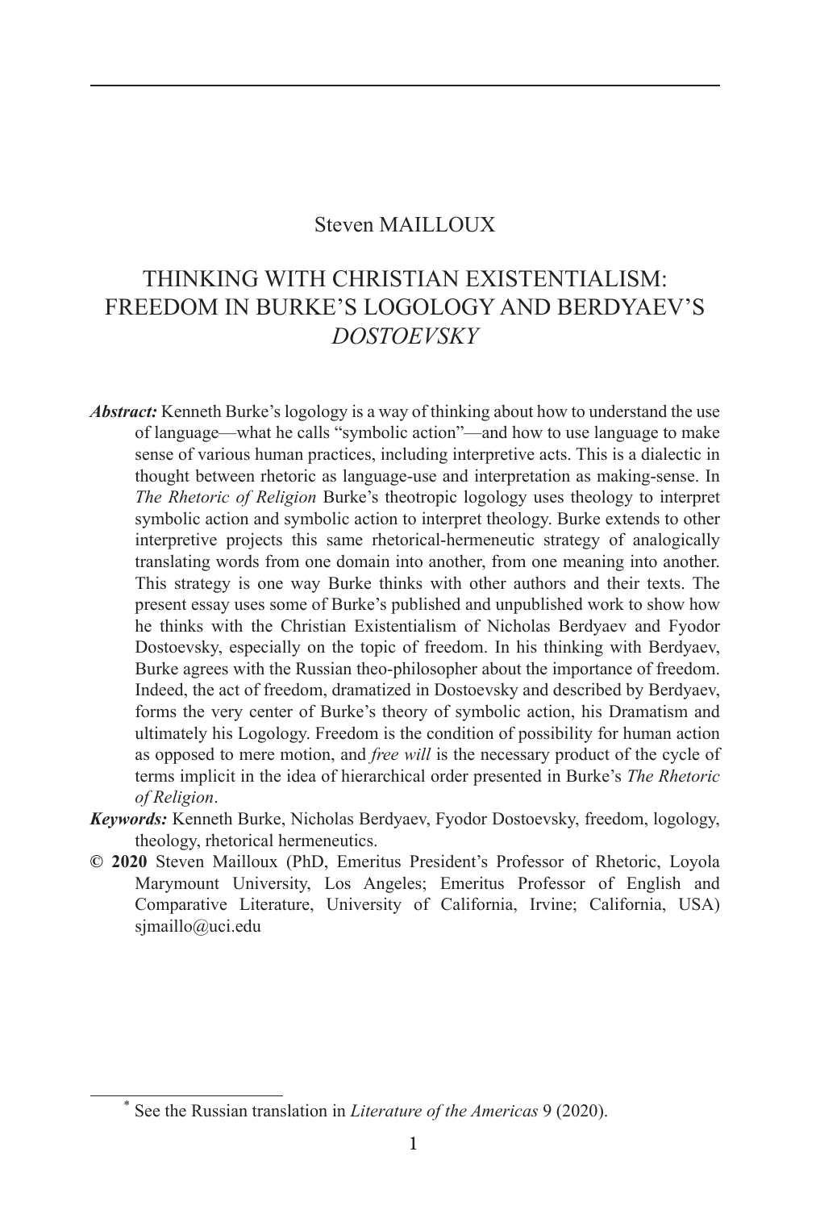Steven MAILLOUX

# THINKING WITH CHRISTIAN EXISTENTIALISM: FREEDOM IN BURKE'S LOGOLOGY AND BERDYAEV'S *DOSTOEVSKY*

***Abstract:*** Kenneth Burke's logology is a way of thinking about how to understand the use of language—what he calls "symbolic action"—and how to use language to make sense of various human practices, including interpretive acts. This is a dialectic in thought between rhetoric as language-use and interpretation as making-sense. In *The Rhetoric of Religion* Burke's theotropic logology uses theology to interpret symbolic action and symbolic action to interpret theology. Burke extends to other interpretive projects this same rhetorical-hermeneutic strategy of analogically translating words from one domain into another, from one meaning into another. This strategy is one way Burke thinks with other authors and their texts. The present essay uses some of Burke's published and unpublished work to show how he thinks with the Christian Existentialism of Nicholas Berdyaev and Fyodor Dostoevsky, especially on the topic of freedom. In his thinking with Berdyaev, Burke agrees with the Russian theo-philosopher about the importance of freedom. Indeed, the act of freedom, dramatized in Dostoevsky and described by Berdyaev, forms the very center of Burke's theory of symbolic action, his Dramatism and ultimately his Logology. Freedom is the condition of possibility for human action as opposed to mere motion, and *free will* is the necessary product of the cycle of terms implicit in the idea of hierarchical order presented in Burke's *The Rhetoric of Religion*.

***Keywords:*** Kenneth Burke, Nicholas Berdyaev, Fyodor Dostoevsky, freedom, logology, theology, rhetorical hermeneutics.

**© 2020** Steven Mailloux (PhD, Emeritus President's Professor of Rhetoric, Loyola Marymount University, Los Angeles; Emeritus Professor of English and Comparative Literature, University of California, Irvine; California, USA) sjmaillo@uci.edu

---

[*] See the Russian translation in *Literature of the Americas* 9 (2020).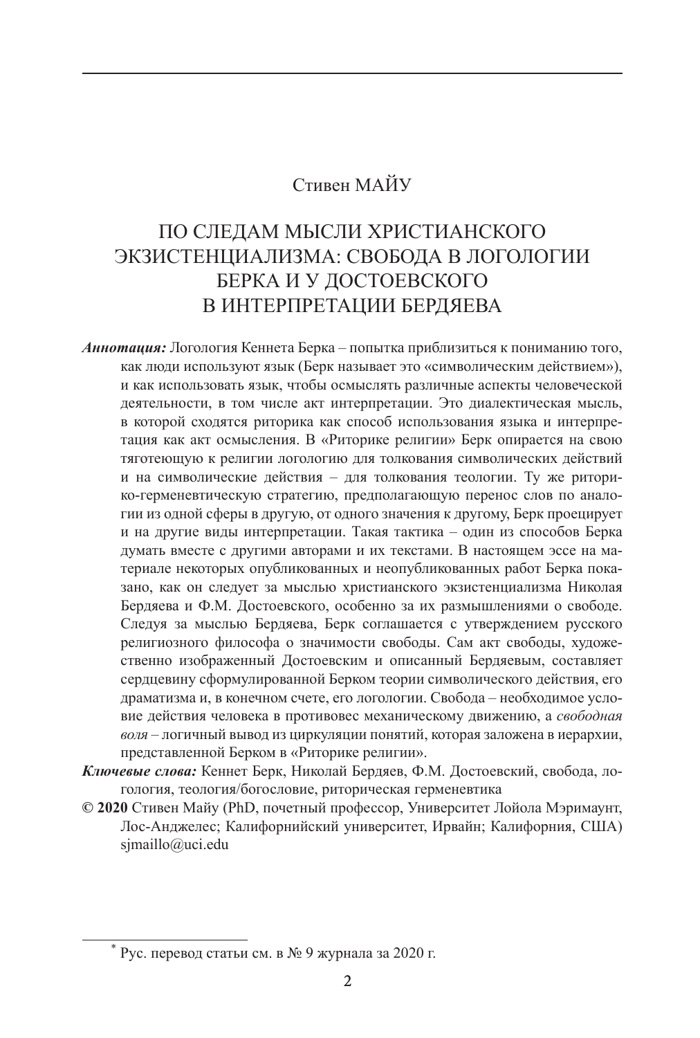Стивен МАЙУ

# ПО СЛЕДАМ МЫСЛИ ХРИСТИАНСКОГО ЭКЗИСТЕНЦИАЛИЗМА: СВОБОДА В ЛОГОЛОГИИ БЕРКА И У ДОСТОЕВСКОГО В ИНТЕРПРЕТАЦИИ БЕРДЯЕВА

***Аннотация:*** Логология Кеннета Берка – попытка приблизиться к пониманию того, как люди используют язык (Берк называет это «символическим действием»), и как использовать язык, чтобы осмыслять различные аспекты человеческой деятельности, в том числе акт интерпретации. Это диалектическая мысль, в которой сходятся риторика как способ использования языка и интерпретация как акт осмысления. В «Риторике религии» Берк опирается на свою тяготеющую к религии логологию для толкования символических действий и на символические действия – для толкования теологии. Ту же риторико-герменевтическую стратегию, предполагающую перенос слов по аналогии из одной сферы в другую, от одного значения к другому, Берк проецирует и на другие виды интерпретации. Такая тактика – один из способов Берка думать вместе с другими авторами и их текстами. В настоящем эссе на материале некоторых опубликованных и неопубликованных работ Берка показано, как он следует за мыслью христианского экзистенциализма Николая Бердяева и Ф.М. Достоевского, особенно за их размышлениями о свободе. Следуя за мыслью Бердяева, Берк соглашается с утверждением русского религиозного философа о значимости свободы. Сам акт свободы, художественно изображенный Достоевским и описанный Бердяевым, составляет сердцевину сформулированной Берком теории символического действия, его драматизма и, в конечном счете, его логологии. Свобода – необходимое условие действия человека в противовес механическому движению, а *свободная воля* – логичный вывод из циркуляции понятий, которая заложена в иерархии, представленной Берком в «Риторике религии».

***Ключевые слова:*** Кеннет Берк, Николай Бердяев, Ф.М. Достоевский, свобода, логология, теология/богословие, риторическая герменевтика

**© 2020** Стивен Майу (PhD, почетный профессор, Университет Лойола Мэримаунт, Лос-Анджелес; Калифорнийский университет, Ирвайн; Калифорния, США) sjmaillo@uci.edu

---

\* Рус. перевод статьи см. в № 9 журнала за 2020 г.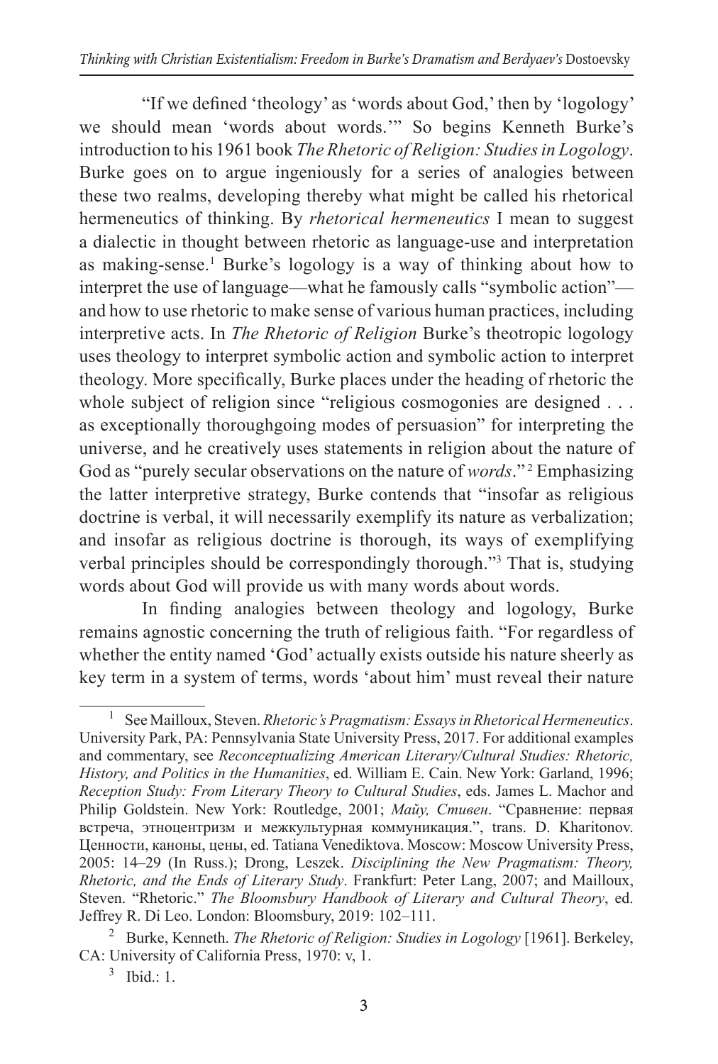"If we defined 'theology' as 'words about God,' then by 'logology' we should mean 'words about words.'" So begins Kenneth Burke's introduction to his 1961 book *The Rhetoric of Religion: Studies in Logology*. Burke goes on to argue ingeniously for a series of analogies between these two realms, developing thereby what might be called his rhetorical hermeneutics of thinking. By *rhetorical hermeneutics* I mean to suggest a dialectic in thought between rhetoric as language-use and interpretation as making-sense.[1] Burke's logology is a way of thinking about how to interpret the use of language—what he famously calls "symbolic action"—and how to use rhetoric to make sense of various human practices, including interpretive acts. In *The Rhetoric of Religion* Burke's theotropic logology uses theology to interpret symbolic action and symbolic action to interpret theology. More specifically, Burke places under the heading of rhetoric the whole subject of religion since "religious cosmogonies are designed . . . as exceptionally thoroughgoing modes of persuasion" for interpreting the universe, and he creatively uses statements in religion about the nature of God as "purely secular observations on the nature of *words*."[2] Emphasizing the latter interpretive strategy, Burke contends that "insofar as religious doctrine is verbal, it will necessarily exemplify its nature as verbalization; and insofar as religious doctrine is thorough, its ways of exemplifying verbal principles should be correspondingly thorough."[3] That is, studying words about God will provide us with many words about words.

In finding analogies between theology and logology, Burke remains agnostic concerning the truth of religious faith. "For regardless of whether the entity named 'God' actually exists outside his nature sheerly as key term in a system of terms, words 'about him' must reveal their nature

---

[1] See Mailloux, Steven. *Rhetoric's Pragmatism: Essays in Rhetorical Hermeneutics*. University Park, PA: Pennsylvania State University Press, 2017. For additional examples and commentary, see *Reconceptualizing American Literary/Cultural Studies: Rhetoric, History, and Politics in the Humanities*, ed. William E. Cain. New York: Garland, 1996; *Reception Study: From Literary Theory to Cultural Studies*, eds. James L. Machor and Philip Goldstein. New York: Routledge, 2001; *Майу, Стивен*. "Сравнение: первая встреча, этноцентризм и межкультурная коммуникация.", trans. D. Kharitonov. Ценности, каноны, цены, ed. Tatiana Venediktova. Moscow: Moscow University Press, 2005: 14–29 (In Russ.); Drong, Leszek. *Disciplining the New Pragmatism: Theory, Rhetoric, and the Ends of Literary Study*. Frankfurt: Peter Lang, 2007; and Mailloux, Steven. "Rhetoric." *The Bloomsbury Handbook of Literary and Cultural Theory*, ed. Jeffrey R. Di Leo. London: Bloomsbury, 2019: 102–111.

[2] Burke, Kenneth. *The Rhetoric of Religion: Studies in Logology* [1961]. Berkeley, CA: University of California Press, 1970: v, 1.

[3] Ibid.: 1.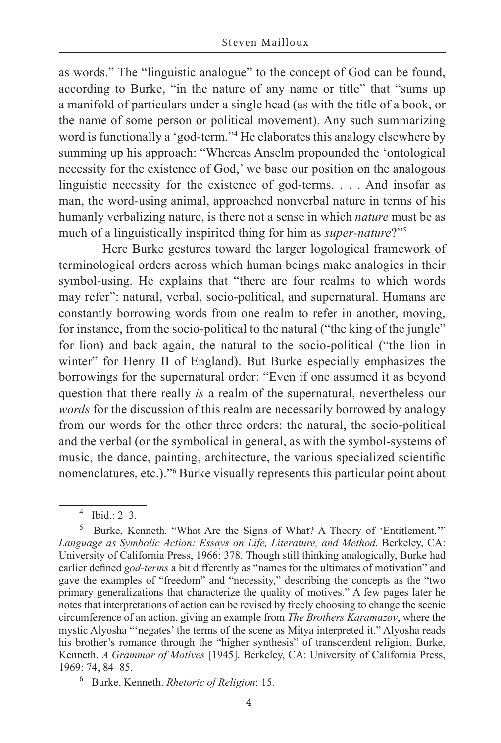as words." The "linguistic analogue" to the concept of God can be found, according to Burke, "in the nature of any name or title" that "sums up a manifold of particulars under a single head (as with the title of a book, or the name of some person or political movement). Any such summarizing word is functionally a 'god-term.'"[4] He elaborates this analogy elsewhere by summing up his approach: "Whereas Anselm propounded the 'ontological necessity for the existence of God,' we base our position on the analogous linguistic necessity for the existence of god-terms. . . . And insofar as man, the word-using animal, approached nonverbal nature in terms of his humanly verbalizing nature, is there not a sense in which *nature* must be as much of a linguistically inspirited thing for him as *super-nature*?"[5]

Here Burke gestures toward the larger logological framework of terminological orders across which human beings make analogies in their symbol-using. He explains that "there are four realms to which words may refer": natural, verbal, socio-political, and supernatural. Humans are constantly borrowing words from one realm to refer in another, moving, for instance, from the socio-political to the natural ("the king of the jungle" for lion) and back again, the natural to the socio-political ("the lion in winter" for Henry II of England). But Burke especially emphasizes the borrowings for the supernatural order: "Even if one assumed it as beyond question that there really *is* a realm of the supernatural, nevertheless our *words* for the discussion of this realm are necessarily borrowed by analogy from our words for the other three orders: the natural, the socio-political and the verbal (or the symbolical in general, as with the symbol-systems of music, the dance, painting, architecture, the various specialized scientific nomenclatures, etc.)."[6] Burke visually represents this particular point about

---

[4] Ibid.: 2–3.

[5] Burke, Kenneth. "What Are the Signs of What? A Theory of 'Entitlement.'" *Language as Symbolic Action: Essays on Life, Literature, and Method*. Berkeley, CA: University of California Press, 1966: 378. Though still thinking analogically, Burke had earlier defined *god-terms* a bit differently as "names for the ultimates of motivation" and gave the examples of "freedom" and "necessity," describing the concepts as the "two primary generalizations that characterize the quality of motives." A few pages later he notes that interpretations of action can be revised by freely choosing to change the scenic circumference of an action, giving an example from *The Brothers Karamazov*, where the mystic Alyosha "'negates' the terms of the scene as Mitya interpreted it." Alyosha reads his brother's romance through the "higher synthesis" of transcendent religion. Burke, Kenneth. *A Grammar of Motives* [1945]. Berkeley, CA: University of California Press, 1969: 74, 84–85.

[6] Burke, Kenneth. *Rhetoric of Religion*: 15.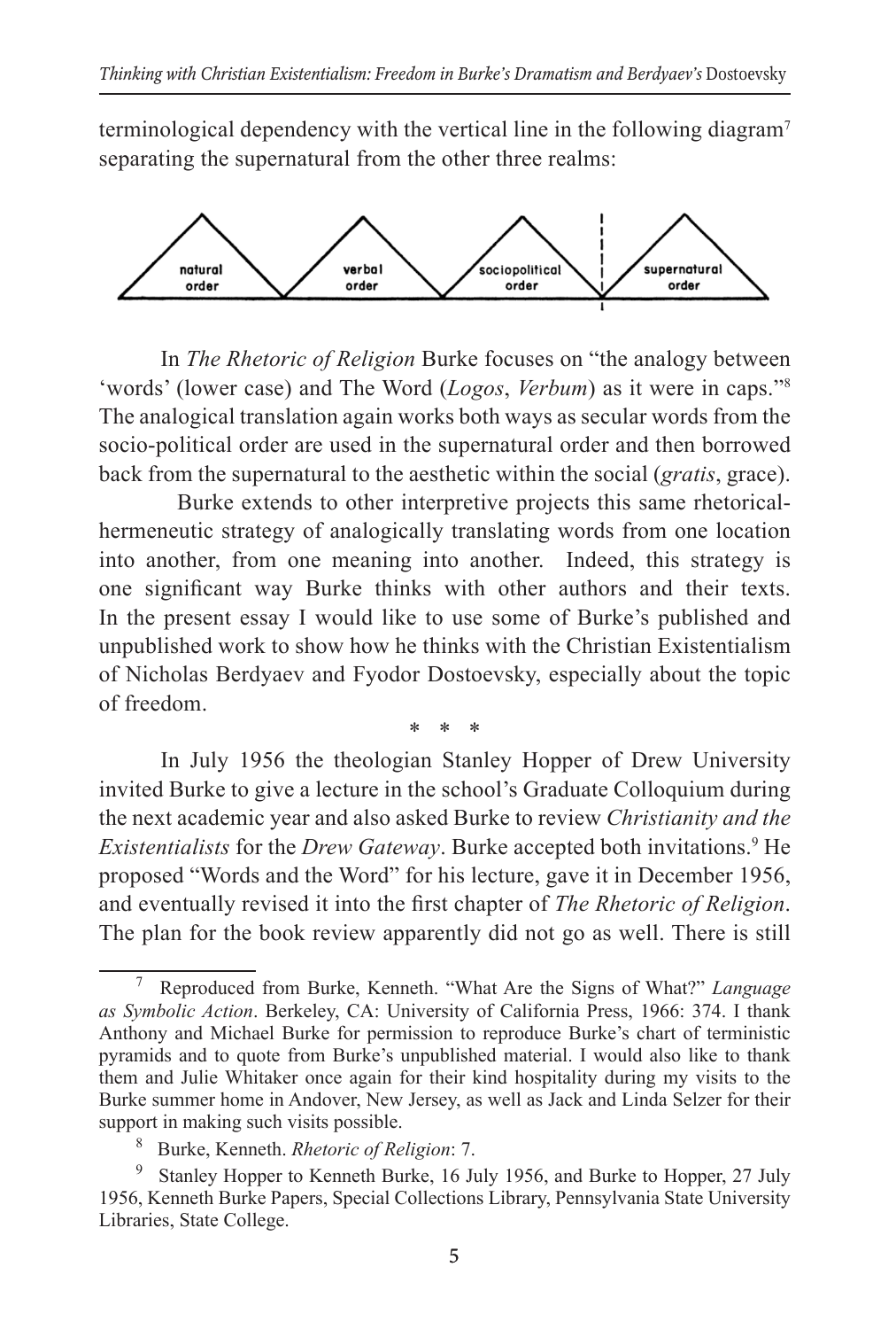terminological dependency with the vertical line in the following diagram[7] separating the supernatural from the other three realms:

natural order | verbal order | sociopolitical order | supernatural order

In *The Rhetoric of Religion* Burke focuses on "the analogy between 'words' (lower case) and The Word (*Logos*, *Verbum*) as it were in caps."[8] The analogical translation again works both ways as secular words from the socio-political order are used in the supernatural order and then borrowed back from the supernatural to the aesthetic within the social (*gratis*, grace).

Burke extends to other interpretive projects this same rhetorical-hermeneutic strategy of analogically translating words from one location into another, from one meaning into another. Indeed, this strategy is one significant way Burke thinks with other authors and their texts. In the present essay I would like to use some of Burke's published and unpublished work to show how he thinks with the Christian Existentialism of Nicholas Berdyaev and Fyodor Dostoevsky, especially about the topic of freedom.

\* \* \*

In July 1956 the theologian Stanley Hopper of Drew University invited Burke to give a lecture in the school's Graduate Colloquium during the next academic year and also asked Burke to review *Christianity and the Existentialists* for the *Drew Gateway*. Burke accepted both invitations.[9] He proposed "Words and the Word" for his lecture, gave it in December 1956, and eventually revised it into the first chapter of *The Rhetoric of Religion*. The plan for the book review apparently did not go as well. There is still

---

[7] Reproduced from Burke, Kenneth. "What Are the Signs of What?" *Language as Symbolic Action*. Berkeley, CA: University of California Press, 1966: 374. I thank Anthony and Michael Burke for permission to reproduce Burke's chart of terministic pyramids and to quote from Burke's unpublished material. I would also like to thank them and Julie Whitaker once again for their kind hospitality during my visits to the Burke summer home in Andover, New Jersey, as well as Jack and Linda Selzer for their support in making such visits possible.

[8] Burke, Kenneth. *Rhetoric of Religion*: 7.

[9] Stanley Hopper to Kenneth Burke, 16 July 1956, and Burke to Hopper, 27 July 1956, Kenneth Burke Papers, Special Collections Library, Pennsylvania State University Libraries, State College.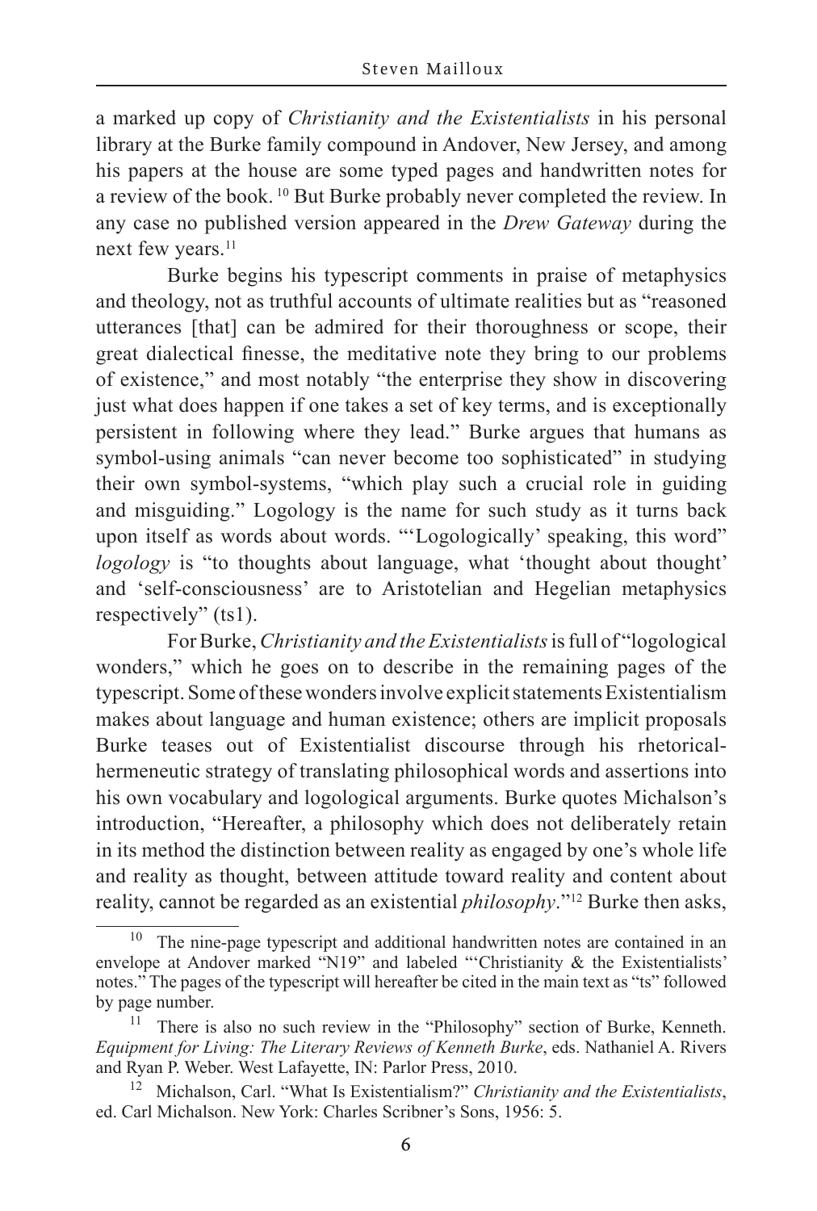a marked up copy of *Christianity and the Existentialists* in his personal library at the Burke family compound in Andover, New Jersey, and among his papers at the house are some typed pages and handwritten notes for a review of the book. [10] But Burke probably never completed the review. In any case no published version appeared in the *Drew Gateway* during the next few years.[11]

Burke begins his typescript comments in praise of metaphysics and theology, not as truthful accounts of ultimate realities but as "reasoned utterances [that] can be admired for their thoroughness or scope, their great dialectical finesse, the meditative note they bring to our problems of existence," and most notably "the enterprise they show in discovering just what does happen if one takes a set of key terms, and is exceptionally persistent in following where they lead." Burke argues that humans as symbol-using animals "can never become too sophisticated" in studying their own symbol-systems, "which play such a crucial role in guiding and misguiding." Logology is the name for such study as it turns back upon itself as words about words. "'Logologically' speaking, this word" *logology* is "to thoughts about language, what 'thought about thought' and 'self-consciousness' are to Aristotelian and Hegelian metaphysics respectively" (ts1).

For Burke, *Christianity and the Existentialists* is full of "logological wonders," which he goes on to describe in the remaining pages of the typescript. Some of these wonders involve explicit statements Existentialism makes about language and human existence; others are implicit proposals Burke teases out of Existentialist discourse through his rhetorical-hermeneutic strategy of translating philosophical words and assertions into his own vocabulary and logological arguments. Burke quotes Michalson's introduction, "Hereafter, a philosophy which does not deliberately retain in its method the distinction between reality as engaged by one's whole life and reality as thought, between attitude toward reality and content about reality, cannot be regarded as an existential *philosophy*."[12] Burke then asks,

---

[10] The nine-page typescript and additional handwritten notes are contained in an envelope at Andover marked "N19" and labeled "'Christianity & the Existentialists' notes." The pages of the typescript will hereafter be cited in the main text as "ts" followed by page number.

[11] There is also no such review in the "Philosophy" section of Burke, Kenneth. *Equipment for Living: The Literary Reviews of Kenneth Burke*, eds. Nathaniel A. Rivers and Ryan P. Weber. West Lafayette, IN: Parlor Press, 2010.

[12] Michalson, Carl. "What Is Existentialism?" *Christianity and the Existentialists*, ed. Carl Michalson. New York: Charles Scribner's Sons, 1956: 5.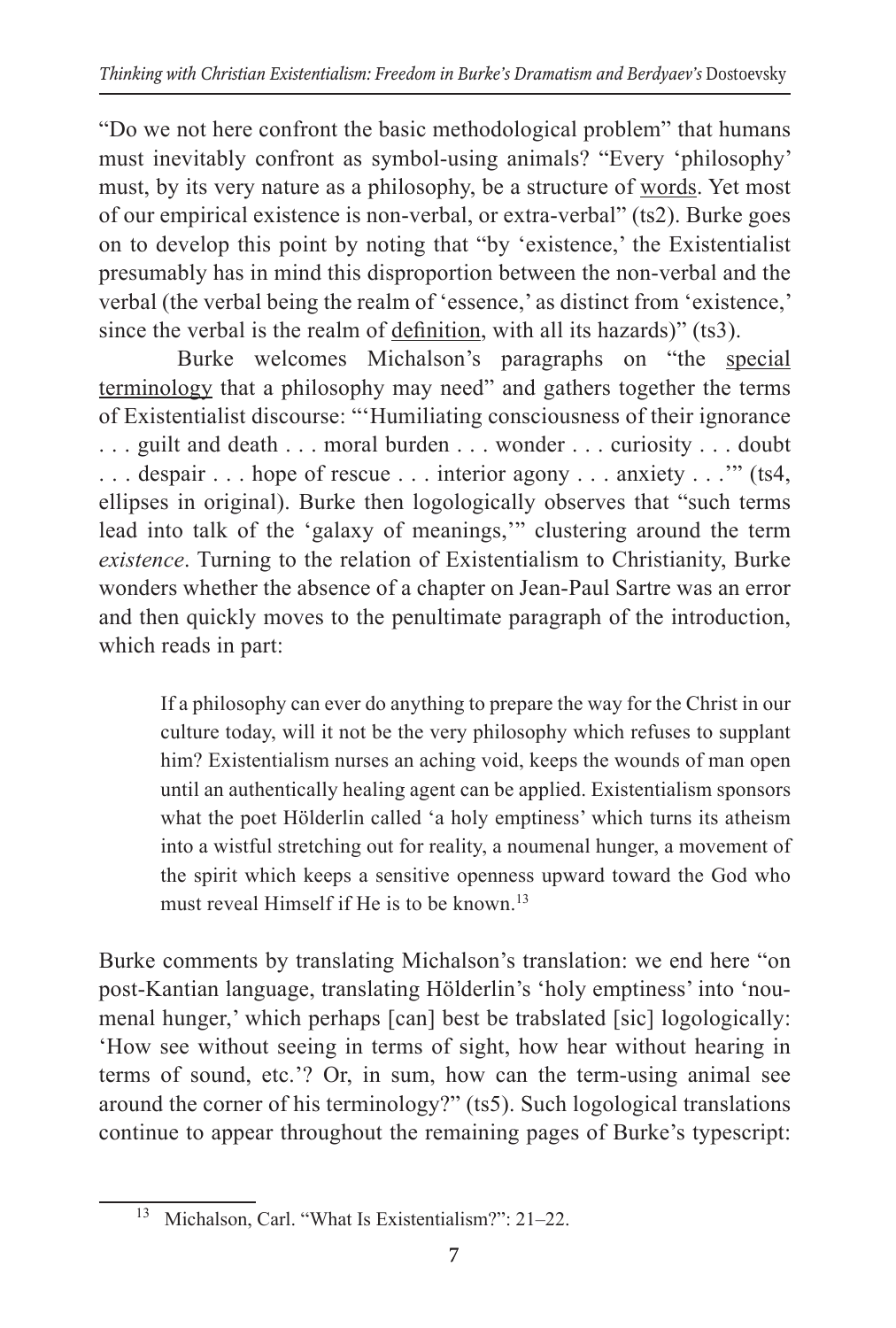"Do we not here confront the basic methodological problem" that humans must inevitably confront as symbol-using animals? "Every 'philosophy' must, by its very nature as a philosophy, be a structure of <u>words</u>. Yet most of our empirical existence is non-verbal, or extra-verbal" (ts2). Burke goes on to develop this point by noting that "by 'existence,' the Existentialist presumably has in mind this disproportion between the non-verbal and the verbal (the verbal being the realm of 'essence,' as distinct from 'existence,' since the verbal is the realm of <u>definition</u>, with all its hazards)" (ts3).

Burke welcomes Michalson's paragraphs on "the <u>special terminology</u> that a philosophy may need" and gathers together the terms of Existentialist discourse: "'Humiliating consciousness of their ignorance . . . guilt and death . . . moral burden . . . wonder . . . curiosity . . . doubt . . . despair . . . hope of rescue . . . interior agony . . . anxiety . . .'" (ts4, ellipses in original). Burke then logologically observes that "such terms lead into talk of the 'galaxy of meanings,'" clustering around the term *existence*. Turning to the relation of Existentialism to Christianity, Burke wonders whether the absence of a chapter on Jean-Paul Sartre was an error and then quickly moves to the penultimate paragraph of the introduction, which reads in part:

> If a philosophy can ever do anything to prepare the way for the Christ in our culture today, will it not be the very philosophy which refuses to supplant him? Existentialism nurses an aching void, keeps the wounds of man open until an authentically healing agent can be applied. Existentialism sponsors what the poet Hölderlin called 'a holy emptiness' which turns its atheism into a wistful stretching out for reality, a noumenal hunger, a movement of the spirit which keeps a sensitive openness upward toward the God who must reveal Himself if He is to be known.[13]

Burke comments by translating Michalson's translation: we end here "on post-Kantian language, translating Hölderlin's 'holy emptiness' into 'noumenal hunger,' which perhaps [can] best be trabslated [sic] logologically: 'How see without seeing in terms of sight, how hear without hearing in terms of sound, etc.'? Or, in sum, how can the term-using animal see around the corner of his terminology?" (ts5). Such logological translations continue to appear throughout the remaining pages of Burke's typescript:

[13] Michalson, Carl. "What Is Existentialism?": 21–22.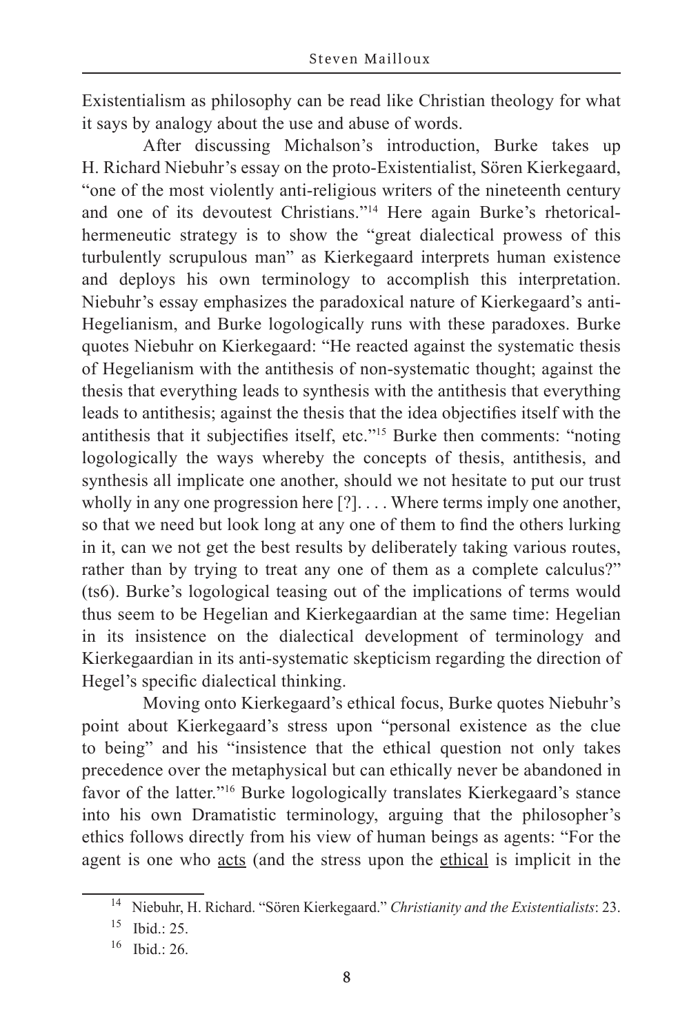Existentialism as philosophy can be read like Christian theology for what it says by analogy about the use and abuse of words.

After discussing Michalson's introduction, Burke takes up H. Richard Niebuhr's essay on the proto-Existentialist, Sören Kierkegaard, "one of the most violently anti-religious writers of the nineteenth century and one of its devoutest Christians."[14] Here again Burke's rhetorical-hermeneutic strategy is to show the "great dialectical prowess of this turbulently scrupulous man" as Kierkegaard interprets human existence and deploys his own terminology to accomplish this interpretation. Niebuhr's essay emphasizes the paradoxical nature of Kierkegaard's anti-Hegelianism, and Burke logologically runs with these paradoxes. Burke quotes Niebuhr on Kierkegaard: "He reacted against the systematic thesis of Hegelianism with the antithesis of non-systematic thought; against the thesis that everything leads to synthesis with the antithesis that everything leads to antithesis; against the thesis that the idea objectifies itself with the antithesis that it subjectifies itself, etc."[15] Burke then comments: "noting logologically the ways whereby the concepts of thesis, antithesis, and synthesis all implicate one another, should we not hesitate to put our trust wholly in any one progression here [?]. . . . Where terms imply one another, so that we need but look long at any one of them to find the others lurking in it, can we not get the best results by deliberately taking various routes, rather than by trying to treat any one of them as a complete calculus?" (ts6). Burke's logological teasing out of the implications of terms would thus seem to be Hegelian and Kierkegaardian at the same time: Hegelian in its insistence on the dialectical development of terminology and Kierkegaardian in its anti-systematic skepticism regarding the direction of Hegel's specific dialectical thinking.

Moving onto Kierkegaard's ethical focus, Burke quotes Niebuhr's point about Kierkegaard's stress upon "personal existence as the clue to being" and his "insistence that the ethical question not only takes precedence over the metaphysical but can ethically never be abandoned in favor of the latter."[16] Burke logologically translates Kierkegaard's stance into his own Dramatistic terminology, arguing that the philosopher's ethics follows directly from his view of human beings as agents: "For the agent is one who <u>acts</u> (and the stress upon the <u>ethical</u> is implicit in the

---

[14] Niebuhr, H. Richard. "Sören Kierkegaard." *Christianity and the Existentialists*: 23.

[15] Ibid.: 25.

[16] Ibid.: 26.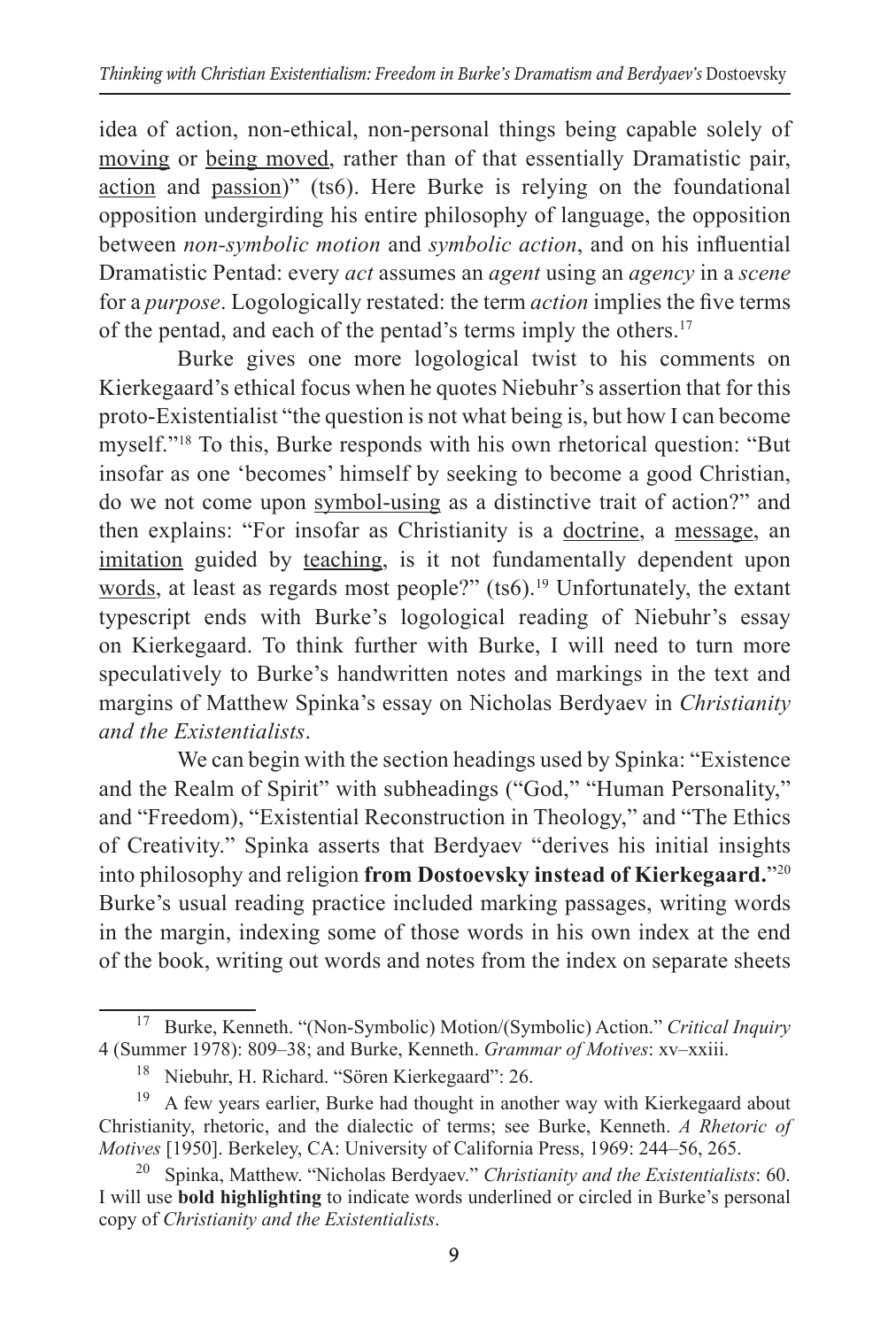idea of action, non-ethical, non-personal things being capable solely of <u>moving</u> or <u>being moved</u>, rather than of that essentially Dramatistic pair, <u>action</u> and <u>passion</u>)" (ts6). Here Burke is relying on the foundational opposition undergirding his entire philosophy of language, the opposition between *non-symbolic motion* and *symbolic action*, and on his influential Dramatistic Pentad: every *act* assumes an *agent* using an *agency* in a *scene* for a *purpose*. Logologically restated: the term *action* implies the five terms of the pentad, and each of the pentad's terms imply the others.[17]

Burke gives one more logological twist to his comments on Kierkegaard's ethical focus when he quotes Niebuhr's assertion that for this proto-Existentialist "the question is not what being is, but how I can become myself."[18] To this, Burke responds with his own rhetorical question: "But insofar as one 'becomes' himself by seeking to become a good Christian, do we not come upon <u>symbol-using</u> as a distinctive trait of action?" and then explains: "For insofar as Christianity is a <u>doctrine</u>, a <u>message</u>, an <u>imitation</u> guided by <u>teaching</u>, is it not fundamentally dependent upon <u>words</u>, at least as regards most people?" (ts6).[19] Unfortunately, the extant typescript ends with Burke's logological reading of Niebuhr's essay on Kierkegaard. To think further with Burke, I will need to turn more speculatively to Burke's handwritten notes and markings in the text and margins of Matthew Spinka's essay on Nicholas Berdyaev in *Christianity and the Existentialists*.

We can begin with the section headings used by Spinka: "Existence and the Realm of Spirit" with subheadings ("God," "Human Personality," and "Freedom), "Existential Reconstruction in Theology," and "The Ethics of Creativity." Spinka asserts that Berdyaev "derives his initial insights into philosophy and religion **from Dostoevsky instead of Kierkegaard.**"[20] Burke's usual reading practice included marking passages, writing words in the margin, indexing some of those words in his own index at the end of the book, writing out words and notes from the index on separate sheets

---

[17] Burke, Kenneth. "(Non-Symbolic) Motion/(Symbolic) Action." *Critical Inquiry* 4 (Summer 1978): 809–38; and Burke, Kenneth. *Grammar of Motives*: xv–xxiii.

[18] Niebuhr, H. Richard. "Sören Kierkegaard": 26.

[19] A few years earlier, Burke had thought in another way with Kierkegaard about Christianity, rhetoric, and the dialectic of terms; see Burke, Kenneth. *A Rhetoric of Motives* [1950]. Berkeley, CA: University of California Press, 1969: 244–56, 265.

[20] Spinka, Matthew. "Nicholas Berdyaev." *Christianity and the Existentialists*: 60. I will use **bold highlighting** to indicate words underlined or circled in Burke's personal copy of *Christianity and the Existentialists*.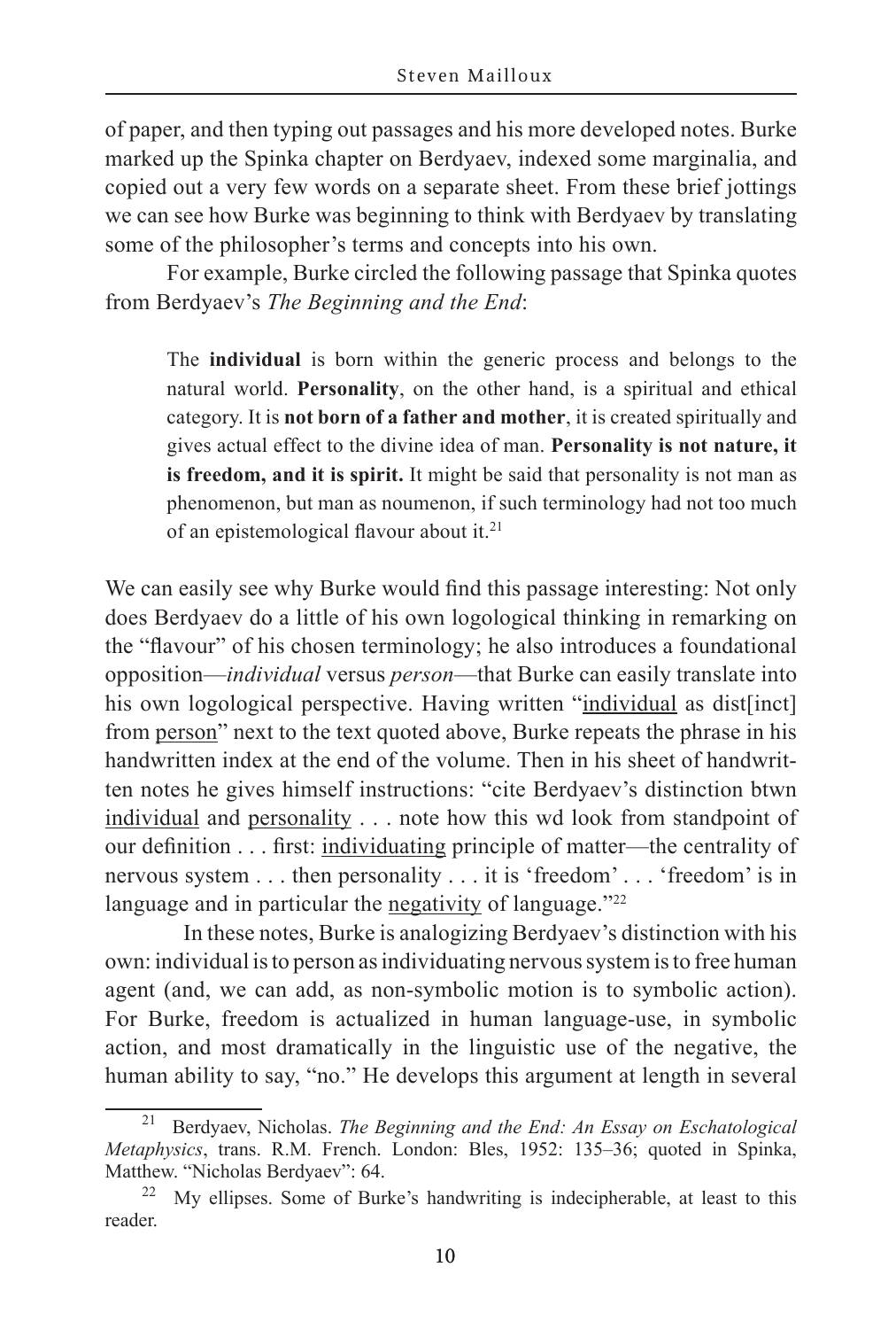of paper, and then typing out passages and his more developed notes. Burke marked up the Spinka chapter on Berdyaev, indexed some marginalia, and copied out a very few words on a separate sheet. From these brief jottings we can see how Burke was beginning to think with Berdyaev by translating some of the philosopher's terms and concepts into his own.

For example, Burke circled the following passage that Spinka quotes from Berdyaev's *The Beginning and the End*:

> The **individual** is born within the generic process and belongs to the natural world. **Personality**, on the other hand, is a spiritual and ethical category. It is **not born of a father and mother**, it is created spiritually and gives actual effect to the divine idea of man. **Personality is not nature, it is freedom, and it is spirit.** It might be said that personality is not man as phenomenon, but man as noumenon, if such terminology had not too much of an epistemological flavour about it.[21]

We can easily see why Burke would find this passage interesting: Not only does Berdyaev do a little of his own logological thinking in remarking on the "flavour" of his chosen terminology; he also introduces a foundational opposition—*individual* versus *person*—that Burke can easily translate into his own logological perspective. Having written "individual as dist[inct] from person" next to the text quoted above, Burke repeats the phrase in his handwritten index at the end of the volume. Then in his sheet of handwritten notes he gives himself instructions: "cite Berdyaev's distinction btwn individual and personality . . . note how this wd look from standpoint of our definition . . . first: individuating principle of matter—the centrality of nervous system . . . then personality . . . it is 'freedom' . . . 'freedom' is in language and in particular the negativity of language."[22]

In these notes, Burke is analogizing Berdyaev's distinction with his own: individual is to person as individuating nervous system is to free human agent (and, we can add, as non-symbolic motion is to symbolic action). For Burke, freedom is actualized in human language-use, in symbolic action, and most dramatically in the linguistic use of the negative, the human ability to say, "no." He develops this argument at length in several

---

[21] Berdyaev, Nicholas. *The Beginning and the End: An Essay on Eschatological Metaphysics*, trans. R.M. French. London: Bles, 1952: 135–36; quoted in Spinka, Matthew. "Nicholas Berdyaev": 64.

[22] My ellipses. Some of Burke's handwriting is indecipherable, at least to this reader.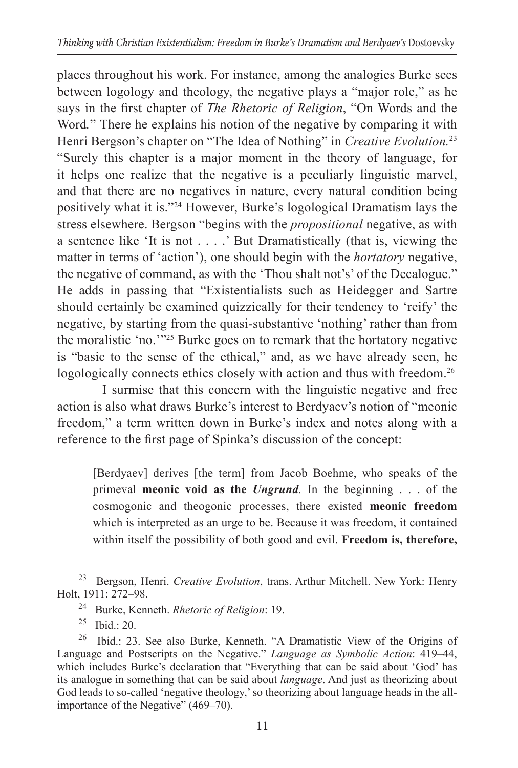places throughout his work. For instance, among the analogies Burke sees between logology and theology, the negative plays a "major role," as he says in the first chapter of *The Rhetoric of Religion*, "On Words and the Word." There he explains his notion of the negative by comparing it with Henri Bergson's chapter on "The Idea of Nothing" in *Creative Evolution.*[23] "Surely this chapter is a major moment in the theory of language, for it helps one realize that the negative is a peculiarly linguistic marvel, and that there are no negatives in nature, every natural condition being positively what it is."[24] However, Burke's logological Dramatism lays the stress elsewhere. Bergson "begins with the *propositional* negative, as with a sentence like 'It is not . . . .' But Dramatistically (that is, viewing the matter in terms of 'action'), one should begin with the *hortatory* negative, the negative of command, as with the 'Thou shalt not's' of the Decalogue." He adds in passing that "Existentialists such as Heidegger and Sartre should certainly be examined quizzically for their tendency to 'reify' the negative, by starting from the quasi-substantive 'nothing' rather than from the moralistic 'no.'"[25] Burke goes on to remark that the hortatory negative is "basic to the sense of the ethical," and, as we have already seen, he logologically connects ethics closely with action and thus with freedom.[26]

I surmise that this concern with the linguistic negative and free action is also what draws Burke's interest to Berdyaev's notion of "meonic freedom," a term written down in Burke's index and notes along with a reference to the first page of Spinka's discussion of the concept:

> [Berdyaev] derives [the term] from Jacob Boehme, who speaks of the primeval **meonic void as the *Ungrund*.** In the beginning . . . of the cosmogonic and theogonic processes, there existed **meonic freedom** which is interpreted as an urge to be. Because it was freedom, it contained within itself the possibility of both good and evil. **Freedom is, therefore,**

---

[23] Bergson, Henri. *Creative Evolution*, trans. Arthur Mitchell. New York: Henry Holt, 1911: 272–98.

[24] Burke, Kenneth. *Rhetoric of Religion*: 19.

[25] Ibid.: 20.

[26] Ibid.: 23. See also Burke, Kenneth. "A Dramatistic View of the Origins of Language and Postscripts on the Negative." *Language as Symbolic Action*: 419–44, which includes Burke's declaration that "Everything that can be said about 'God' has its analogue in something that can be said about *language*. And just as theorizing about God leads to so-called 'negative theology,' so theorizing about language heads in the all-importance of the Negative" (469–70).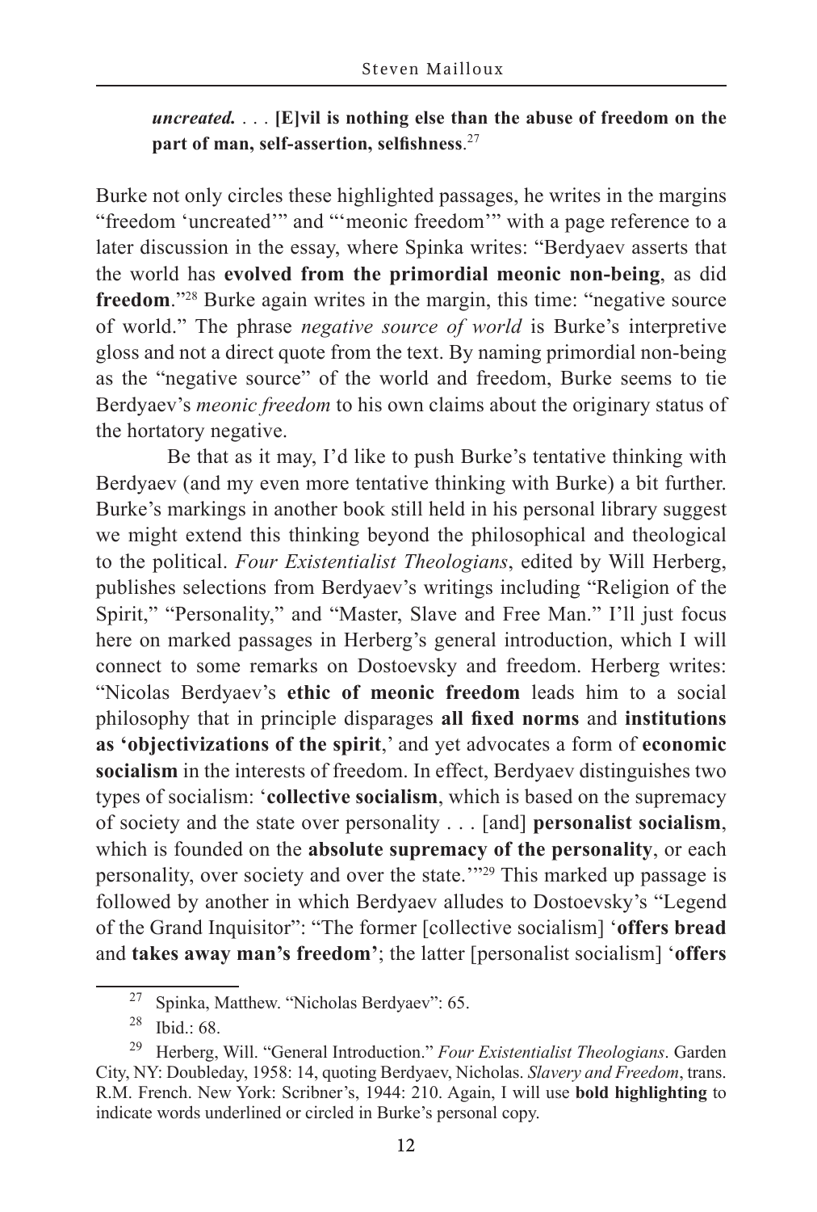***uncreated.*** . . . **[E]vil is nothing else than the abuse of freedom on the part of man, self-assertion, selfishness**.[27]

Burke not only circles these highlighted passages, he writes in the margins "freedom 'uncreated'" and "'meonic freedom'" with a page reference to a later discussion in the essay, where Spinka writes: "Berdyaev asserts that the world has **evolved from the primordial meonic non-being**, as did **freedom**."[28] Burke again writes in the margin, this time: "negative source of world." The phrase *negative source of world* is Burke's interpretive gloss and not a direct quote from the text. By naming primordial non-being as the "negative source" of the world and freedom, Burke seems to tie Berdyaev's *meonic freedom* to his own claims about the originary status of the hortatory negative.

Be that as it may, I'd like to push Burke's tentative thinking with Berdyaev (and my even more tentative thinking with Burke) a bit further. Burke's markings in another book still held in his personal library suggest we might extend this thinking beyond the philosophical and theological to the political. *Four Existentialist Theologians*, edited by Will Herberg, publishes selections from Berdyaev's writings including "Religion of the Spirit," "Personality," and "Master, Slave and Free Man." I'll just focus here on marked passages in Herberg's general introduction, which I will connect to some remarks on Dostoevsky and freedom. Herberg writes: "Nicolas Berdyaev's **ethic of meonic freedom** leads him to a social philosophy that in principle disparages **all fixed norms** and **institutions as 'objectivizations of the spirit**,' and yet advocates a form of **economic socialism** in the interests of freedom. In effect, Berdyaev distinguishes two types of socialism: '**collective socialism**, which is based on the supremacy of society and the state over personality . . . [and] **personalist socialism**, which is founded on the **absolute supremacy of the personality**, or each personality, over society and over the state.'"[29] This marked up passage is followed by another in which Berdyaev alludes to Dostoevsky's "Legend of the Grand Inquisitor": "The former [collective socialism] '**offers bread** and **takes away man's freedom**'; the latter [personalist socialism] '**offers**

---

[27] Spinka, Matthew. "Nicholas Berdyaev": 65.

[28] Ibid.: 68.

[29] Herberg, Will. "General Introduction." *Four Existentialist Theologians*. Garden City, NY: Doubleday, 1958: 14, quoting Berdyaev, Nicholas. *Slavery and Freedom*, trans. R.M. French. New York: Scribner's, 1944: 210. Again, I will use **bold highlighting** to indicate words underlined or circled in Burke's personal copy.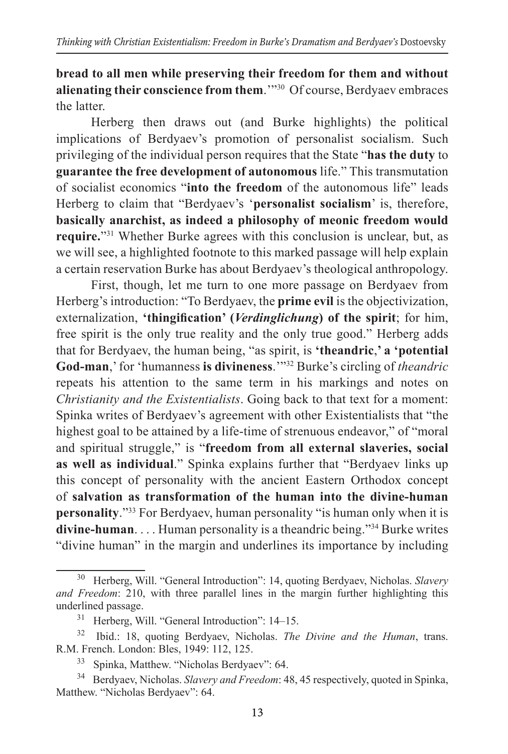**bread to all men while preserving their freedom for them and without alienating their conscience from them**.'"[30] Of course, Berdyaev embraces the latter.

Herberg then draws out (and Burke highlights) the political implications of Berdyaev's promotion of personalist socialism. Such privileging of the individual person requires that the State "**has the duty** to **guarantee the free development of autonomous** life." This transmutation of socialist economics "**into the freedom** of the autonomous life" leads Herberg to claim that "Berdyaev's '**personalist socialism**' is, therefore, **basically anarchist, as indeed a philosophy of meonic freedom would require.**"[31] Whether Burke agrees with this conclusion is unclear, but, as we will see, a highlighted footnote to this marked passage will help explain a certain reservation Burke has about Berdyaev's theological anthropology.

First, though, let me turn to one more passage on Berdyaev from Herberg's introduction: "To Berdyaev, the **prime evil** is the objectivization, externalization, **'thingification' (*Verdinglichung*) of the spirit**; for him, free spirit is the only true reality and the only true good." Herberg adds that for Berdyaev, the human being, "as spirit, is **'theandric**,**' a 'potential God-man**,' for 'humanness **is divineness**.'"[32] Burke's circling of *theandric* repeats his attention to the same term in his markings and notes on *Christianity and the Existentialists*. Going back to that text for a moment: Spinka writes of Berdyaev's agreement with other Existentialists that "the highest goal to be attained by a life-time of strenuous endeavor," of "moral and spiritual struggle," is "**freedom from all external slaveries, social as well as individual**." Spinka explains further that "Berdyaev links up this concept of personality with the ancient Eastern Orthodox concept of **salvation as transformation of the human into the divine-human personality**."[33] For Berdyaev, human personality "is human only when it is **divine-human**. . . . Human personality is a theandric being."[34] Burke writes "divine human" in the margin and underlines its importance by including

---

[30] Herberg, Will. "General Introduction": 14, quoting Berdyaev, Nicholas. *Slavery and Freedom*: 210, with three parallel lines in the margin further highlighting this underlined passage.

[31] Herberg, Will. "General Introduction": 14–15.

[32] Ibid.: 18, quoting Berdyaev, Nicholas. *The Divine and the Human*, trans. R.M. French. London: Bles, 1949: 112, 125.

[33] Spinka, Matthew. "Nicholas Berdyaev": 64.

[34] Berdyaev, Nicholas. *Slavery and Freedom*: 48, 45 respectively, quoted in Spinka, Matthew. "Nicholas Berdyaev": 64.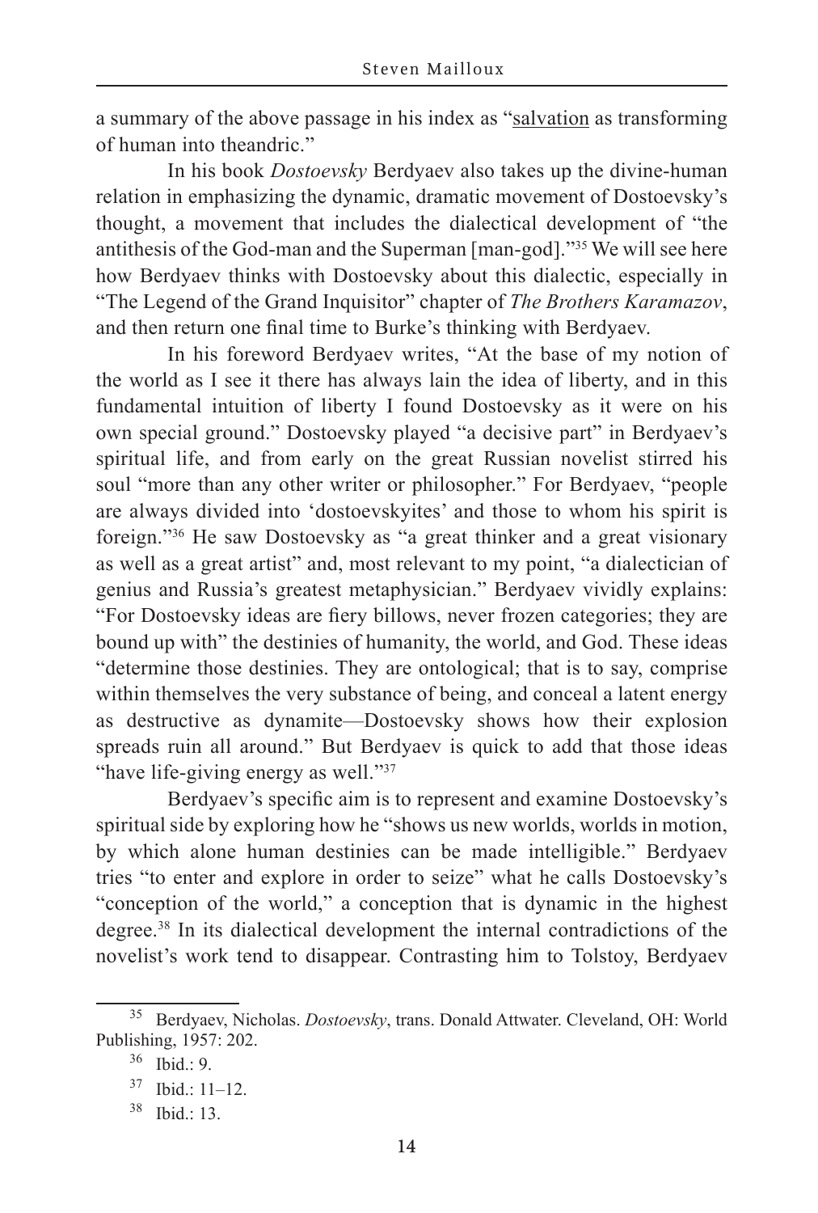a summary of the above passage in his index as "salvation as transforming of human into theandric."

In his book *Dostoevsky* Berdyaev also takes up the divine-human relation in emphasizing the dynamic, dramatic movement of Dostoevsky's thought, a movement that includes the dialectical development of "the antithesis of the God-man and the Superman [man-god]."[35] We will see here how Berdyaev thinks with Dostoevsky about this dialectic, especially in "The Legend of the Grand Inquisitor" chapter of *The Brothers Karamazov*, and then return one final time to Burke's thinking with Berdyaev.

In his foreword Berdyaev writes, "At the base of my notion of the world as I see it there has always lain the idea of liberty, and in this fundamental intuition of liberty I found Dostoevsky as it were on his own special ground." Dostoevsky played "a decisive part" in Berdyaev's spiritual life, and from early on the great Russian novelist stirred his soul "more than any other writer or philosopher." For Berdyaev, "people are always divided into 'dostoevskyites' and those to whom his spirit is foreign."[36] He saw Dostoevsky as "a great thinker and a great visionary as well as a great artist" and, most relevant to my point, "a dialectician of genius and Russia's greatest metaphysician." Berdyaev vividly explains: "For Dostoevsky ideas are fiery billows, never frozen categories; they are bound up with" the destinies of humanity, the world, and God. These ideas "determine those destinies. They are ontological; that is to say, comprise within themselves the very substance of being, and conceal a latent energy as destructive as dynamite—Dostoevsky shows how their explosion spreads ruin all around." But Berdyaev is quick to add that those ideas "have life-giving energy as well."[37]

Berdyaev's specific aim is to represent and examine Dostoevsky's spiritual side by exploring how he "shows us new worlds, worlds in motion, by which alone human destinies can be made intelligible." Berdyaev tries "to enter and explore in order to seize" what he calls Dostoevsky's "conception of the world," a conception that is dynamic in the highest degree.[38] In its dialectical development the internal contradictions of the novelist's work tend to disappear. Contrasting him to Tolstoy, Berdyaev

---

[35] Berdyaev, Nicholas. *Dostoevsky*, trans. Donald Attwater. Cleveland, OH: World Publishing, 1957: 202.

[36] Ibid.: 9.

[37] Ibid.: 11–12.

[38] Ibid.: 13.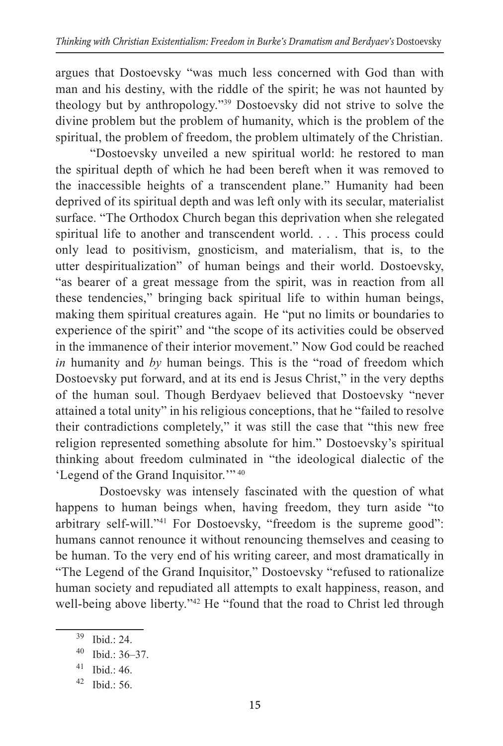argues that Dostoevsky "was much less concerned with God than with man and his destiny, with the riddle of the spirit; he was not haunted by theology but by anthropology."[39] Dostoevsky did not strive to solve the divine problem but the problem of humanity, which is the problem of the spiritual, the problem of freedom, the problem ultimately of the Christian.

"Dostoevsky unveiled a new spiritual world: he restored to man the spiritual depth of which he had been bereft when it was removed to the inaccessible heights of a transcendent plane." Humanity had been deprived of its spiritual depth and was left only with its secular, materialist surface. "The Orthodox Church began this deprivation when she relegated spiritual life to another and transcendent world. . . . This process could only lead to positivism, gnosticism, and materialism, that is, to the utter despiritualization" of human beings and their world. Dostoevsky, "as bearer of a great message from the spirit, was in reaction from all these tendencies," bringing back spiritual life to within human beings, making them spiritual creatures again. He "put no limits or boundaries to experience of the spirit" and "the scope of its activities could be observed in the immanence of their interior movement." Now God could be reached *in* humanity and *by* human beings. This is the "road of freedom which Dostoevsky put forward, and at its end is Jesus Christ," in the very depths of the human soul. Though Berdyaev believed that Dostoevsky "never attained a total unity" in his religious conceptions, that he "failed to resolve their contradictions completely," it was still the case that "this new free religion represented something absolute for him." Dostoevsky's spiritual thinking about freedom culminated in "the ideological dialectic of the 'Legend of the Grand Inquisitor.'"[40]

Dostoevsky was intensely fascinated with the question of what happens to human beings when, having freedom, they turn aside "to arbitrary self-will."[41] For Dostoevsky, "freedom is the supreme good": humans cannot renounce it without renouncing themselves and ceasing to be human. To the very end of his writing career, and most dramatically in "The Legend of the Grand Inquisitor," Dostoevsky "refused to rationalize human society and repudiated all attempts to exalt happiness, reason, and well-being above liberty."[42] He "found that the road to Christ led through

[39] Ibid.: 24.

[40] Ibid.: 36–37.

[41] Ibid.: 46.

[42] Ibid.: 56.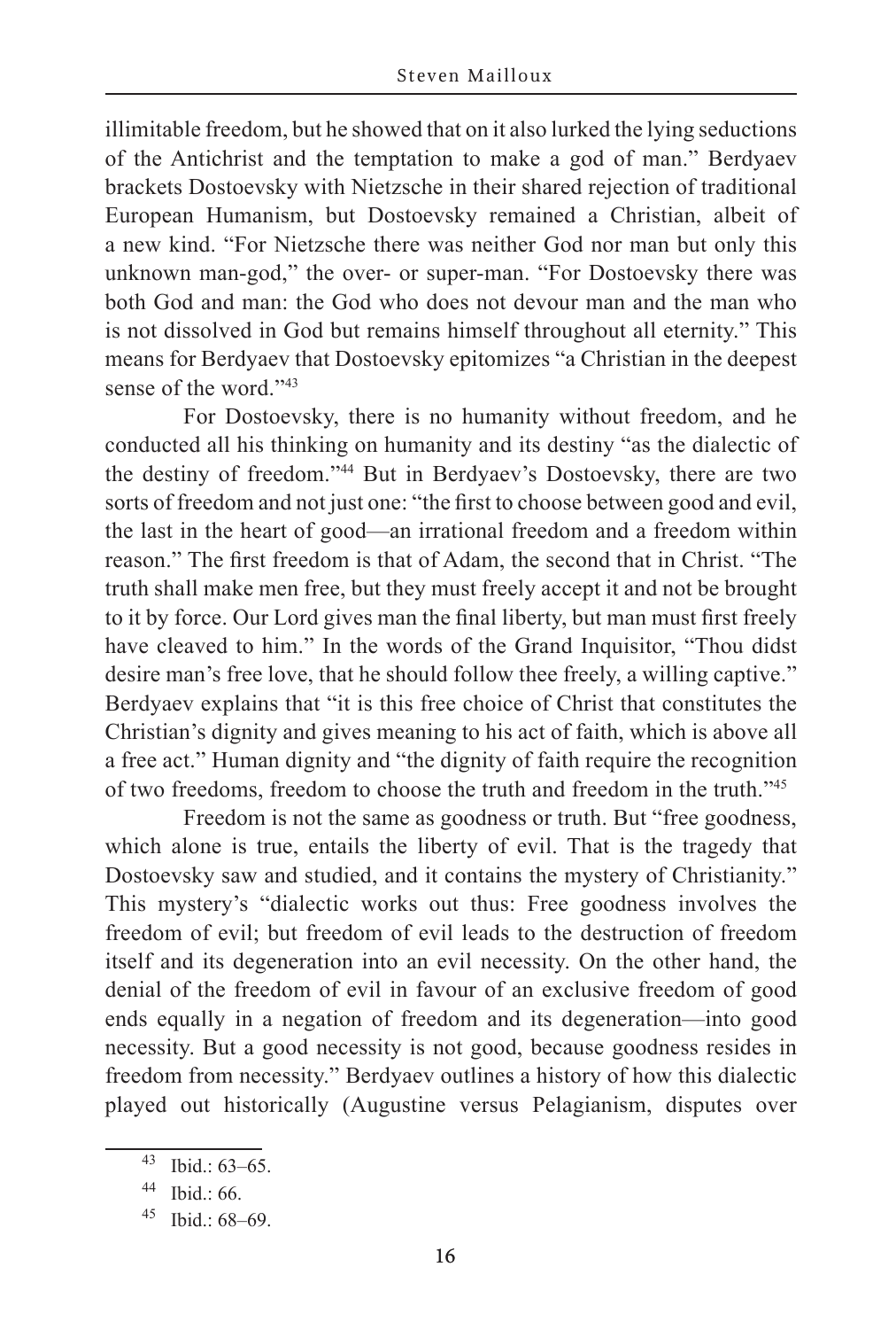illimitable freedom, but he showed that on it also lurked the lying seductions of the Antichrist and the temptation to make a god of man." Berdyaev brackets Dostoevsky with Nietzsche in their shared rejection of traditional European Humanism, but Dostoevsky remained a Christian, albeit of a new kind. "For Nietzsche there was neither God nor man but only this unknown man-god," the over- or super-man. "For Dostoevsky there was both God and man: the God who does not devour man and the man who is not dissolved in God but remains himself throughout all eternity." This means for Berdyaev that Dostoevsky epitomizes "a Christian in the deepest sense of the word."[43]

For Dostoevsky, there is no humanity without freedom, and he conducted all his thinking on humanity and its destiny "as the dialectic of the destiny of freedom."[44] But in Berdyaev's Dostoevsky, there are two sorts of freedom and not just one: "the first to choose between good and evil, the last in the heart of good—an irrational freedom and a freedom within reason." The first freedom is that of Adam, the second that in Christ. "The truth shall make men free, but they must freely accept it and not be brought to it by force. Our Lord gives man the final liberty, but man must first freely have cleaved to him." In the words of the Grand Inquisitor, "Thou didst desire man's free love, that he should follow thee freely, a willing captive." Berdyaev explains that "it is this free choice of Christ that constitutes the Christian's dignity and gives meaning to his act of faith, which is above all a free act." Human dignity and "the dignity of faith require the recognition of two freedoms, freedom to choose the truth and freedom in the truth."[45]

Freedom is not the same as goodness or truth. But "free goodness, which alone is true, entails the liberty of evil. That is the tragedy that Dostoevsky saw and studied, and it contains the mystery of Christianity." This mystery's "dialectic works out thus: Free goodness involves the freedom of evil; but freedom of evil leads to the destruction of freedom itself and its degeneration into an evil necessity. On the other hand, the denial of the freedom of evil in favour of an exclusive freedom of good ends equally in a negation of freedom and its degeneration—into good necessity. But a good necessity is not good, because goodness resides in freedom from necessity." Berdyaev outlines a history of how this dialectic played out historically (Augustine versus Pelagianism, disputes over

---

[43] Ibid.: 63–65.

[44] Ibid.: 66.

[45] Ibid.: 68–69.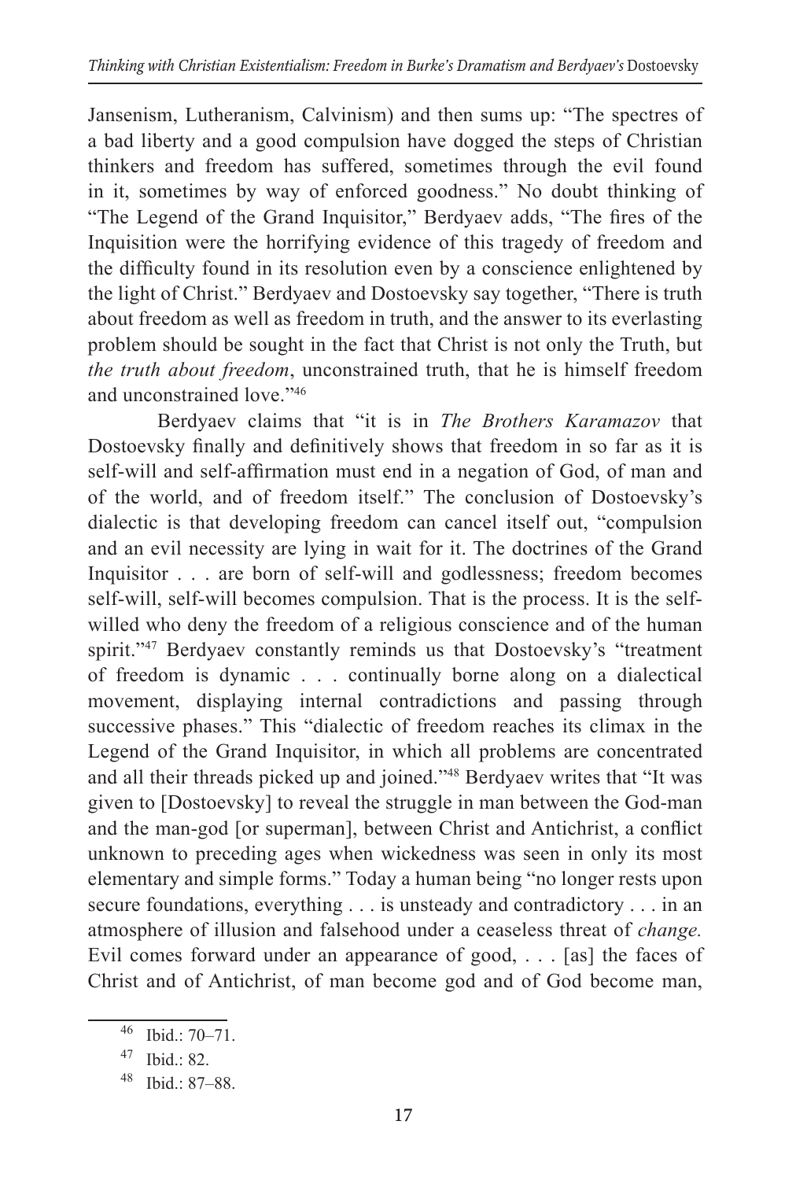Jansenism, Lutheranism, Calvinism) and then sums up: "The spectres of a bad liberty and a good compulsion have dogged the steps of Christian thinkers and freedom has suffered, sometimes through the evil found in it, sometimes by way of enforced goodness." No doubt thinking of "The Legend of the Grand Inquisitor," Berdyaev adds, "The fires of the Inquisition were the horrifying evidence of this tragedy of freedom and the difficulty found in its resolution even by a conscience enlightened by the light of Christ." Berdyaev and Dostoevsky say together, "There is truth about freedom as well as freedom in truth, and the answer to its everlasting problem should be sought in the fact that Christ is not only the Truth, but *the truth about freedom*, unconstrained truth, that he is himself freedom and unconstrained love."[46]

Berdyaev claims that "it is in *The Brothers Karamazov* that Dostoevsky finally and definitively shows that freedom in so far as it is self-will and self-affirmation must end in a negation of God, of man and of the world, and of freedom itself." The conclusion of Dostoevsky's dialectic is that developing freedom can cancel itself out, "compulsion and an evil necessity are lying in wait for it. The doctrines of the Grand Inquisitor . . . are born of self-will and godlessness; freedom becomes self-will, self-will becomes compulsion. That is the process. It is the self-willed who deny the freedom of a religious conscience and of the human spirit."[47] Berdyaev constantly reminds us that Dostoevsky's "treatment of freedom is dynamic . . . continually borne along on a dialectical movement, displaying internal contradictions and passing through successive phases." This "dialectic of freedom reaches its climax in the Legend of the Grand Inquisitor, in which all problems are concentrated and all their threads picked up and joined."[48] Berdyaev writes that "It was given to [Dostoevsky] to reveal the struggle in man between the God-man and the man-god [or superman], between Christ and Antichrist, a conflict unknown to preceding ages when wickedness was seen in only its most elementary and simple forms." Today a human being "no longer rests upon secure foundations, everything . . . is unsteady and contradictory . . . in an atmosphere of illusion and falsehood under a ceaseless threat of *change.* Evil comes forward under an appearance of good, . . . [as] the faces of Christ and of Antichrist, of man become god and of God become man,

[46] Ibid.: 70–71.

[47] Ibid.: 82.

[48] Ibid.: 87–88.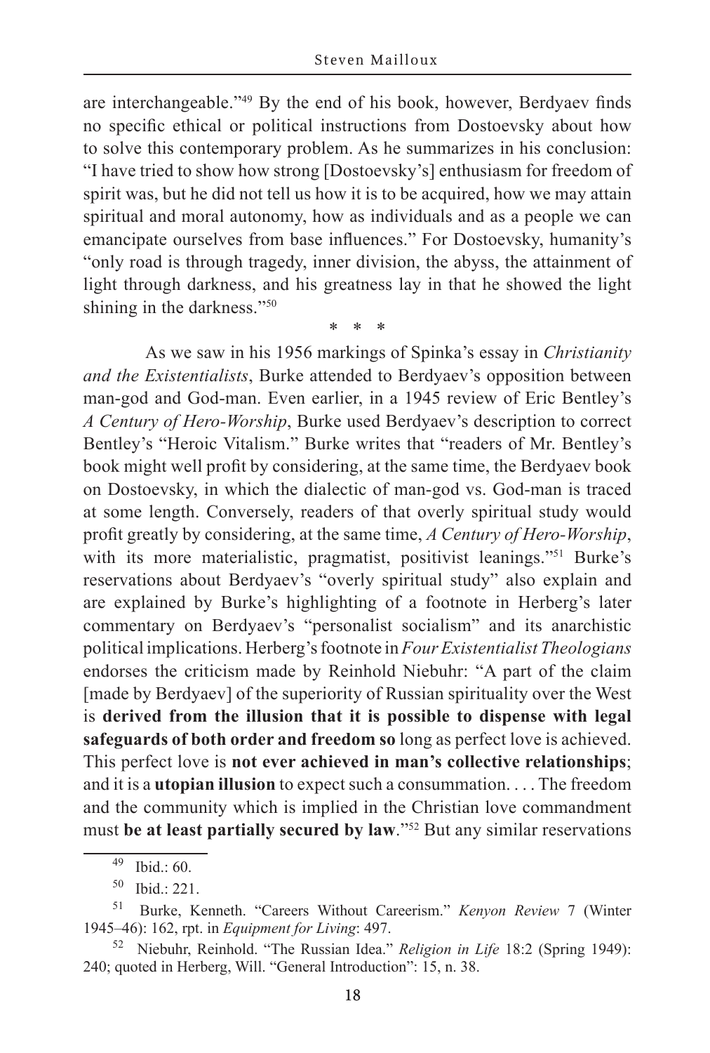are interchangeable."[49] By the end of his book, however, Berdyaev finds no specific ethical or political instructions from Dostoevsky about how to solve this contemporary problem. As he summarizes in his conclusion: "I have tried to show how strong [Dostoevsky's] enthusiasm for freedom of spirit was, but he did not tell us how it is to be acquired, how we may attain spiritual and moral autonomy, how as individuals and as a people we can emancipate ourselves from base influences." For Dostoevsky, humanity's "only road is through tragedy, inner division, the abyss, the attainment of light through darkness, and his greatness lay in that he showed the light shining in the darkness."[50]

\* \* \*

As we saw in his 1956 markings of Spinka's essay in *Christianity and the Existentialists*, Burke attended to Berdyaev's opposition between man-god and God-man. Even earlier, in a 1945 review of Eric Bentley's *A Century of Hero-Worship*, Burke used Berdyaev's description to correct Bentley's "Heroic Vitalism." Burke writes that "readers of Mr. Bentley's book might well profit by considering, at the same time, the Berdyaev book on Dostoevsky, in which the dialectic of man-god vs. God-man is traced at some length. Conversely, readers of that overly spiritual study would profit greatly by considering, at the same time, *A Century of Hero-Worship*, with its more materialistic, pragmatist, positivist leanings."[51] Burke's reservations about Berdyaev's "overly spiritual study" also explain and are explained by Burke's highlighting of a footnote in Herberg's later commentary on Berdyaev's "personalist socialism" and its anarchistic political implications. Herberg's footnote in *Four Existentialist Theologians* endorses the criticism made by Reinhold Niebuhr: "A part of the claim [made by Berdyaev] of the superiority of Russian spirituality over the West is **derived from the illusion that it is possible to dispense with legal safeguards of both order and freedom so** long as perfect love is achieved. This perfect love is **not ever achieved in man's collective relationships**; and it is a **utopian illusion** to expect such a consummation. . . . The freedom and the community which is implied in the Christian love commandment must **be at least partially secured by law**."[52] But any similar reservations

[49] Ibid.: 60.

[50] Ibid.: 221.

[51] Burke, Kenneth. "Careers Without Careerism." *Kenyon Review* 7 (Winter 1945–46): 162, rpt. in *Equipment for Living*: 497.

[52] Niebuhr, Reinhold. "The Russian Idea." *Religion in Life* 18:2 (Spring 1949): 240; quoted in Herberg, Will. "General Introduction": 15, n. 38.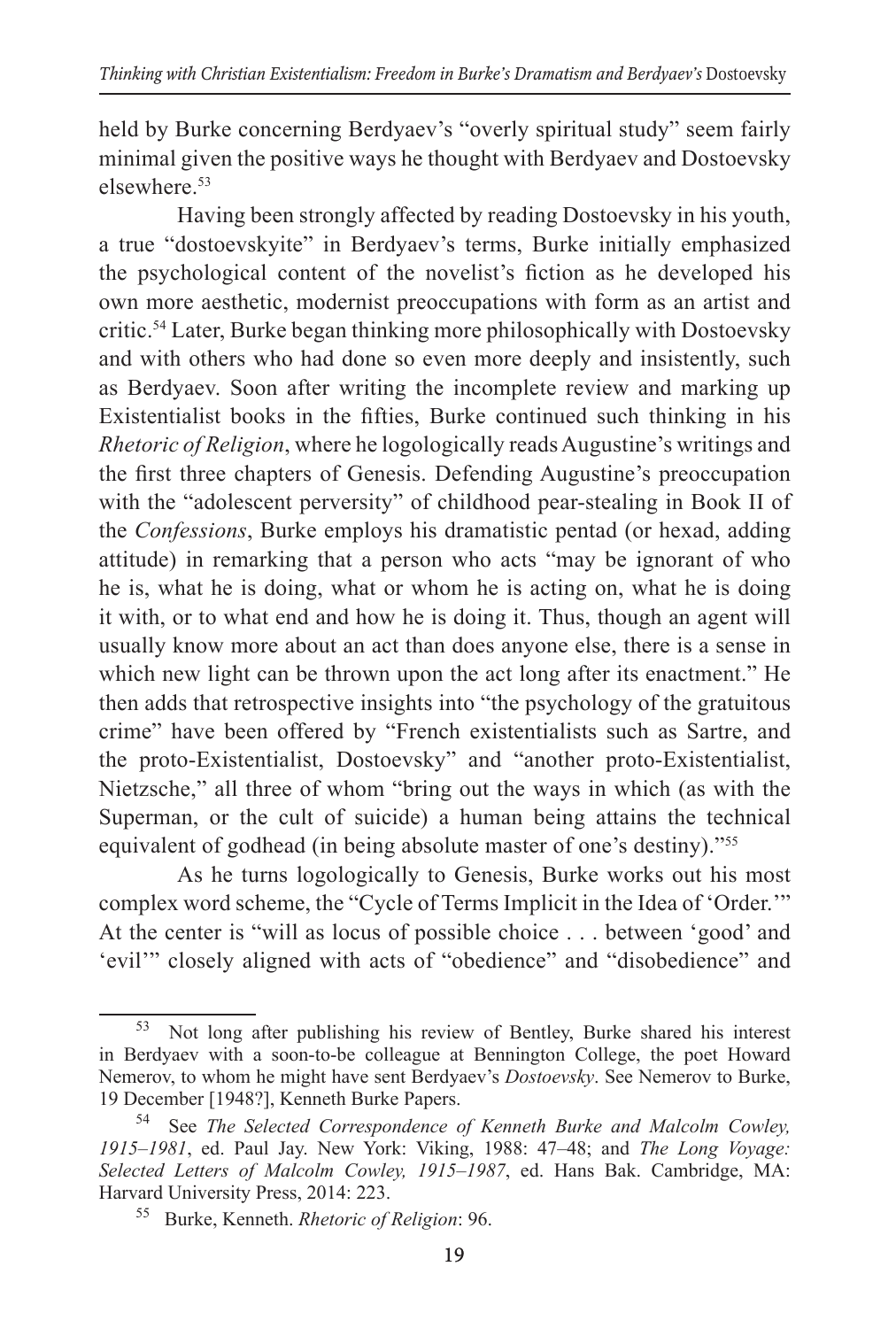held by Burke concerning Berdyaev's "overly spiritual study" seem fairly minimal given the positive ways he thought with Berdyaev and Dostoevsky elsewhere.[53]

Having been strongly affected by reading Dostoevsky in his youth, a true "dostoevskyite" in Berdyaev's terms, Burke initially emphasized the psychological content of the novelist's fiction as he developed his own more aesthetic, modernist preoccupations with form as an artist and critic.[54] Later, Burke began thinking more philosophically with Dostoevsky and with others who had done so even more deeply and insistently, such as Berdyaev. Soon after writing the incomplete review and marking up Existentialist books in the fifties, Burke continued such thinking in his *Rhetoric of Religion*, where he logologically reads Augustine's writings and the first three chapters of Genesis. Defending Augustine's preoccupation with the "adolescent perversity" of childhood pear-stealing in Book II of the *Confessions*, Burke employs his dramatistic pentad (or hexad, adding attitude) in remarking that a person who acts "may be ignorant of who he is, what he is doing, what or whom he is acting on, what he is doing it with, or to what end and how he is doing it. Thus, though an agent will usually know more about an act than does anyone else, there is a sense in which new light can be thrown upon the act long after its enactment." He then adds that retrospective insights into "the psychology of the gratuitous crime" have been offered by "French existentialists such as Sartre, and the proto-Existentialist, Dostoevsky" and "another proto-Existentialist, Nietzsche," all three of whom "bring out the ways in which (as with the Superman, or the cult of suicide) a human being attains the technical equivalent of godhead (in being absolute master of one's destiny)."[55]

As he turns logologically to Genesis, Burke works out his most complex word scheme, the "Cycle of Terms Implicit in the Idea of 'Order.'" At the center is "will as locus of possible choice . . . between 'good' and 'evil'" closely aligned with acts of "obedience" and "disobedience" and

---

[53] Not long after publishing his review of Bentley, Burke shared his interest in Berdyaev with a soon-to-be colleague at Bennington College, the poet Howard Nemerov, to whom he might have sent Berdyaev's *Dostoevsky*. See Nemerov to Burke, 19 December [1948?], Kenneth Burke Papers.

[54] See *The Selected Correspondence of Kenneth Burke and Malcolm Cowley, 1915–1981*, ed. Paul Jay. New York: Viking, 1988: 47–48; and *The Long Voyage: Selected Letters of Malcolm Cowley, 1915–1987*, ed. Hans Bak. Cambridge, MA: Harvard University Press, 2014: 223.

[55] Burke, Kenneth. *Rhetoric of Religion*: 96.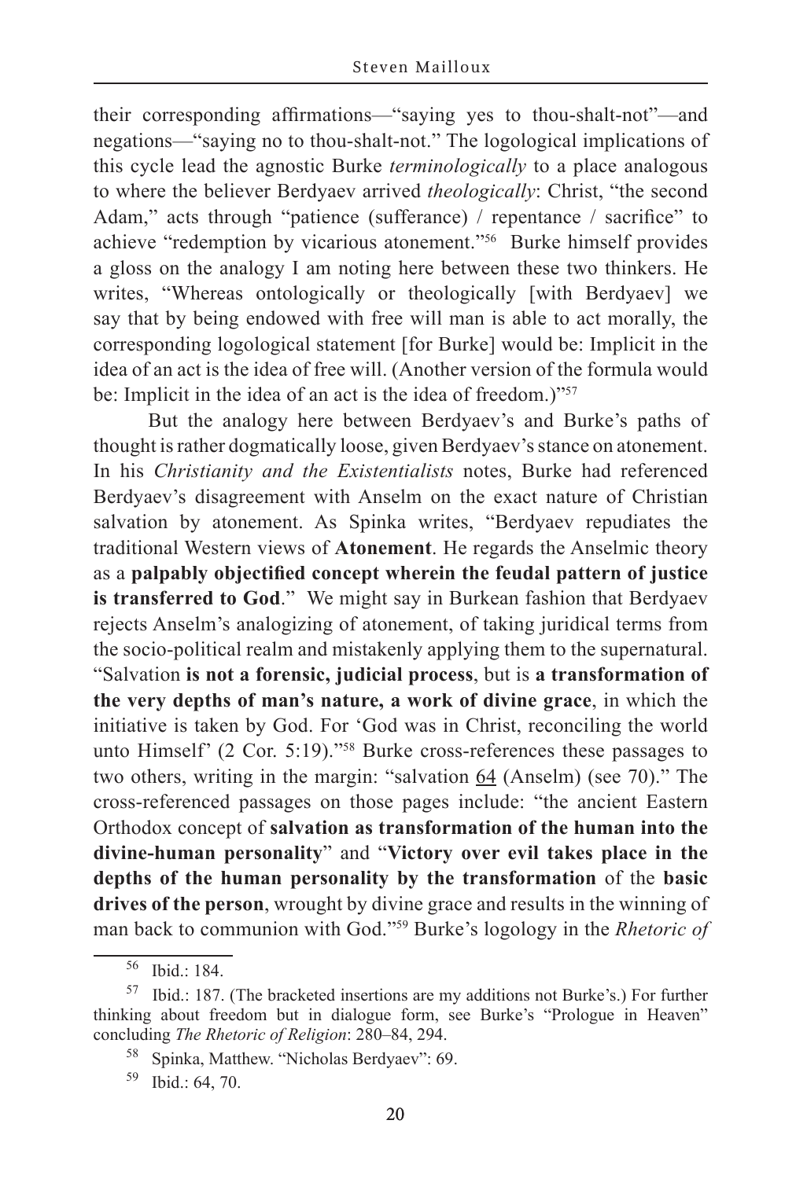their corresponding affirmations—"saying yes to thou-shalt-not"—and negations—"saying no to thou-shalt-not." The logological implications of this cycle lead the agnostic Burke *terminologically* to a place analogous to where the believer Berdyaev arrived *theologically*: Christ, "the second Adam," acts through "patience (sufferance) / repentance / sacrifice" to achieve "redemption by vicarious atonement."[56] Burke himself provides a gloss on the analogy I am noting here between these two thinkers. He writes, "Whereas ontologically or theologically [with Berdyaev] we say that by being endowed with free will man is able to act morally, the corresponding logological statement [for Burke] would be: Implicit in the idea of an act is the idea of free will. (Another version of the formula would be: Implicit in the idea of an act is the idea of freedom.)"[57]

But the analogy here between Berdyaev's and Burke's paths of thought is rather dogmatically loose, given Berdyaev's stance on atonement. In his *Christianity and the Existentialists* notes, Burke had referenced Berdyaev's disagreement with Anselm on the exact nature of Christian salvation by atonement. As Spinka writes, "Berdyaev repudiates the traditional Western views of **Atonement**. He regards the Anselmic theory as a **palpably objectified concept wherein the feudal pattern of justice is transferred to God**." We might say in Burkean fashion that Berdyaev rejects Anselm's analogizing of atonement, of taking juridical terms from the socio-political realm and mistakenly applying them to the supernatural. "Salvation **is not a forensic, judicial process**, but is **a transformation of the very depths of man's nature, a work of divine grace**, in which the initiative is taken by God. For 'God was in Christ, reconciling the world unto Himself' (2 Cor. 5:19)."[58] Burke cross-references these passages to two others, writing in the margin: "salvation 64 (Anselm) (see 70)." The cross-referenced passages on those pages include: "the ancient Eastern Orthodox concept of **salvation as transformation of the human into the divine-human personality**" and "**Victory over evil takes place in the depths of the human personality by the transformation** of the **basic drives of the person**, wrought by divine grace and results in the winning of man back to communion with God."[59] Burke's logology in the *Rhetoric of*

---

[56] Ibid.: 184.

[57] Ibid.: 187. (The bracketed insertions are my additions not Burke's.) For further thinking about freedom but in dialogue form, see Burke's "Prologue in Heaven" concluding *The Rhetoric of Religion*: 280–84, 294.

[58] Spinka, Matthew. "Nicholas Berdyaev": 69.

[59] Ibid.: 64, 70.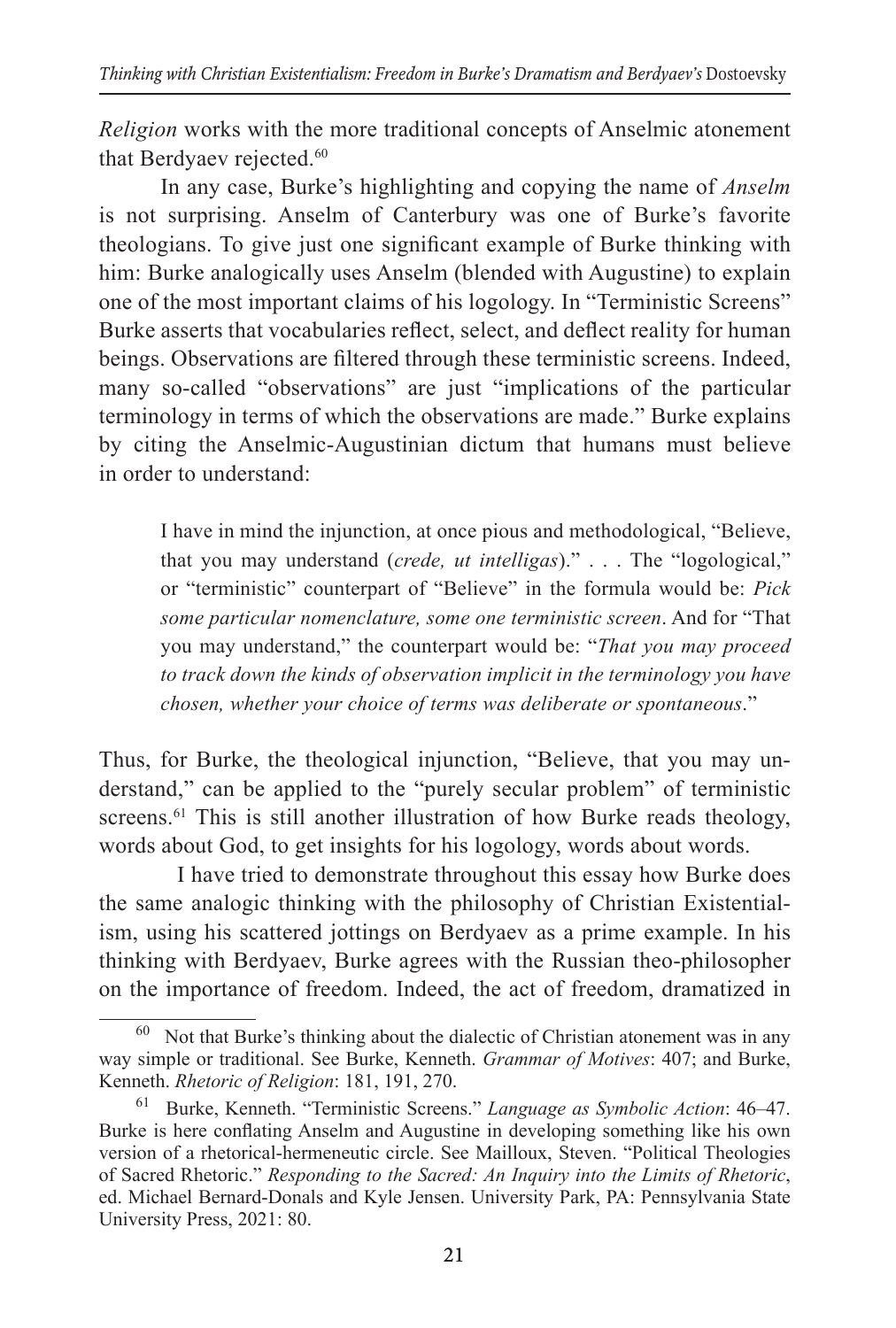*Religion* works with the more traditional concepts of Anselmic atonement that Berdyaev rejected.[60]

In any case, Burke's highlighting and copying the name of *Anselm* is not surprising. Anselm of Canterbury was one of Burke's favorite theologians. To give just one significant example of Burke thinking with him: Burke analogically uses Anselm (blended with Augustine) to explain one of the most important claims of his logology. In "Terministic Screens" Burke asserts that vocabularies reflect, select, and deflect reality for human beings. Observations are filtered through these terministic screens. Indeed, many so-called "observations" are just "implications of the particular terminology in terms of which the observations are made." Burke explains by citing the Anselmic-Augustinian dictum that humans must believe in order to understand:

> I have in mind the injunction, at once pious and methodological, "Believe, that you may understand (*crede, ut intelligas*)." . . . The "logological," or "terministic" counterpart of "Believe" in the formula would be: *Pick some particular nomenclature, some one terministic screen*. And for "That you may understand," the counterpart would be: "*That you may proceed to track down the kinds of observation implicit in the terminology you have chosen, whether your choice of terms was deliberate or spontaneous*."

Thus, for Burke, the theological injunction, "Believe, that you may understand," can be applied to the "purely secular problem" of terministic screens.[61] This is still another illustration of how Burke reads theology, words about God, to get insights for his logology, words about words.

I have tried to demonstrate throughout this essay how Burke does the same analogic thinking with the philosophy of Christian Existentialism, using his scattered jottings on Berdyaev as a prime example. In his thinking with Berdyaev, Burke agrees with the Russian theo-philosopher on the importance of freedom. Indeed, the act of freedom, dramatized in

---

[60] Not that Burke's thinking about the dialectic of Christian atonement was in any way simple or traditional. See Burke, Kenneth. *Grammar of Motives*: 407; and Burke, Kenneth. *Rhetoric of Religion*: 181, 191, 270.

[61] Burke, Kenneth. "Terministic Screens." *Language as Symbolic Action*: 46–47. Burke is here conflating Anselm and Augustine in developing something like his own version of a rhetorical-hermeneutic circle. See Mailloux, Steven. "Political Theologies of Sacred Rhetoric." *Responding to the Sacred: An Inquiry into the Limits of Rhetoric*, ed. Michael Bernard-Donals and Kyle Jensen. University Park, PA: Pennsylvania State University Press, 2021: 80.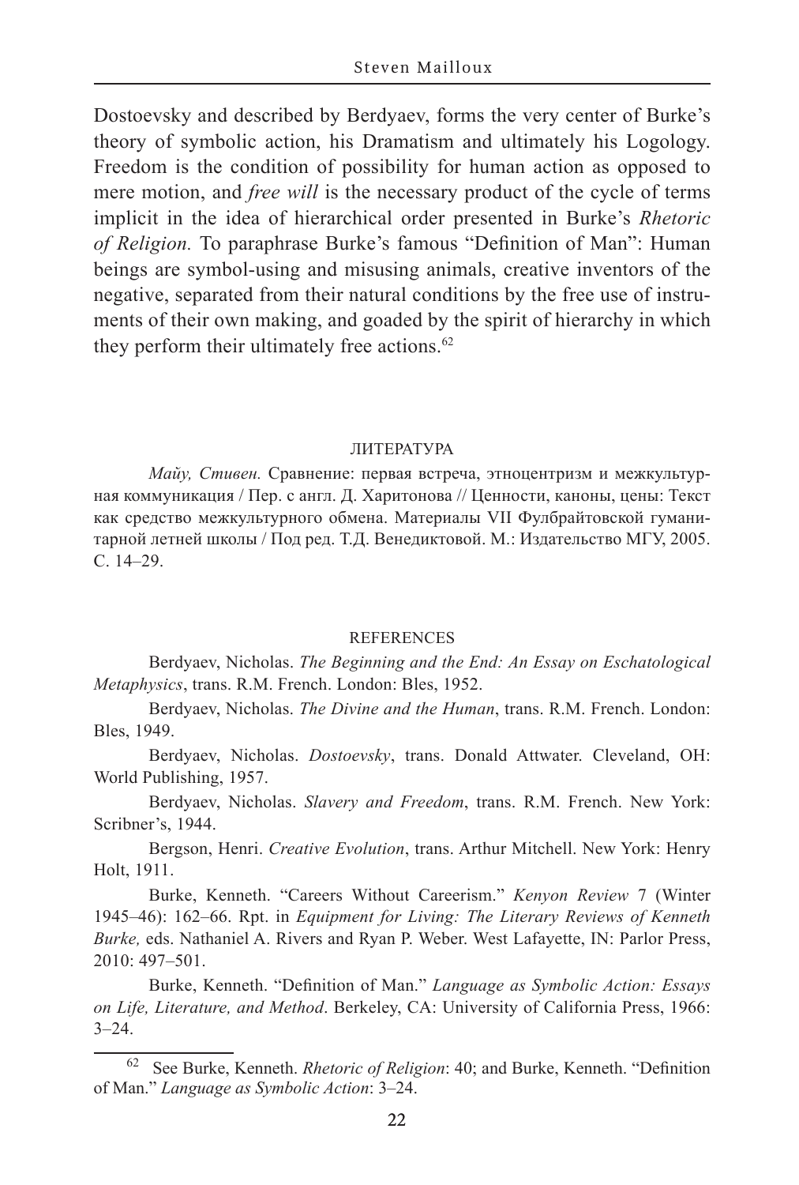Dostoevsky and described by Berdyaev, forms the very center of Burke's theory of symbolic action, his Dramatism and ultimately his Logology. Freedom is the condition of possibility for human action as opposed to mere motion, and *free will* is the necessary product of the cycle of terms implicit in the idea of hierarchical order presented in Burke's *Rhetoric of Religion.* To paraphrase Burke's famous "Definition of Man": Human beings are symbol-using and misusing animals, creative inventors of the negative, separated from their natural conditions by the free use of instruments of their own making, and goaded by the spirit of hierarchy in which they perform their ultimately free actions.[62]

## ЛИТЕРАТУРА

*Майу, Стивен.* Сравнение: первая встреча, этноцентризм и межкультурная коммуникация / Пер. с англ. Д. Харитонова // Ценности, каноны, цены: Текст как средство межкультурного обмена. Материалы VII Фулбрайтовской гуманитарной летней школы / Под ред. Т.Д. Венедиктовой. М.: Издательство МГУ, 2005. С. 14–29.

## REFERENCES

Berdyaev, Nicholas. *The Beginning and the End: An Essay on Eschatological Metaphysics*, trans. R.M. French. London: Bles, 1952.

Berdyaev, Nicholas. *The Divine and the Human*, trans. R.M. French. London: Bles, 1949.

Berdyaev, Nicholas. *Dostoevsky*, trans. Donald Attwater. Cleveland, OH: World Publishing, 1957.

Berdyaev, Nicholas. *Slavery and Freedom*, trans. R.M. French. New York: Scribner's, 1944.

Bergson, Henri. *Creative Evolution*, trans. Arthur Mitchell. New York: Henry Holt, 1911.

Burke, Kenneth. "Careers Without Careerism." *Kenyon Review* 7 (Winter 1945–46): 162–66. Rpt. in *Equipment for Living: The Literary Reviews of Kenneth Burke,* eds. Nathaniel A. Rivers and Ryan P. Weber. West Lafayette, IN: Parlor Press, 2010: 497–501.

Burke, Kenneth. "Definition of Man." *Language as Symbolic Action: Essays on Life, Literature, and Method*. Berkeley, CA: University of California Press, 1966: 3–24.

---

[62] See Burke, Kenneth. *Rhetoric of Religion*: 40; and Burke, Kenneth. "Definition of Man." *Language as Symbolic Action*: 3–24.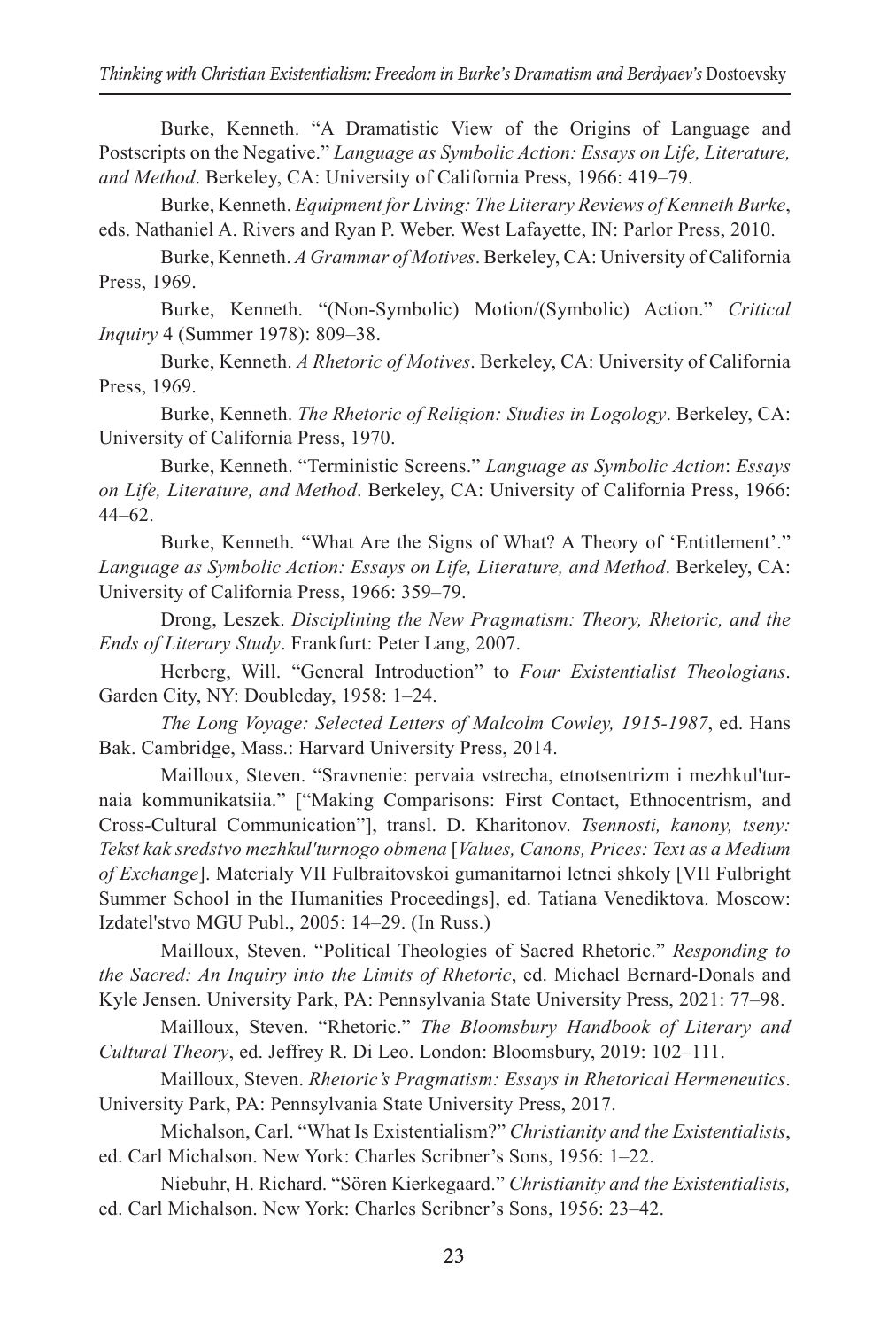Burke, Kenneth. "A Dramatistic View of the Origins of Language and Postscripts on the Negative." *Language as Symbolic Action: Essays on Life, Literature, and Method*. Berkeley, CA: University of California Press, 1966: 419–79.

Burke, Kenneth. *Equipment for Living: The Literary Reviews of Kenneth Burke*, eds. Nathaniel A. Rivers and Ryan P. Weber. West Lafayette, IN: Parlor Press, 2010.

Burke, Kenneth. *A Grammar of Motives*. Berkeley, CA: University of California Press, 1969.

Burke, Kenneth. "(Non-Symbolic) Motion/(Symbolic) Action." *Critical Inquiry* 4 (Summer 1978): 809–38.

Burke, Kenneth. *A Rhetoric of Motives*. Berkeley, CA: University of California Press, 1969.

Burke, Kenneth. *The Rhetoric of Religion: Studies in Logology*. Berkeley, CA: University of California Press, 1970.

Burke, Kenneth. "Terministic Screens." *Language as Symbolic Action*: *Essays on Life, Literature, and Method*. Berkeley, CA: University of California Press, 1966: 44–62.

Burke, Kenneth. "What Are the Signs of What? A Theory of 'Entitlement'." *Language as Symbolic Action: Essays on Life, Literature, and Method*. Berkeley, CA: University of California Press, 1966: 359–79.

Drong, Leszek. *Disciplining the New Pragmatism: Theory, Rhetoric, and the Ends of Literary Study*. Frankfurt: Peter Lang, 2007.

Herberg, Will. "General Introduction" to *Four Existentialist Theologians*. Garden City, NY: Doubleday, 1958: 1–24.

*The Long Voyage: Selected Letters of Malcolm Cowley, 1915-1987*, ed. Hans Bak. Cambridge, Mass.: Harvard University Press, 2014.

Mailloux, Steven. "Sravnenie: pervaia vstrecha, etnotsentrizm i mezhkul'turnaia kommunikatsiia." ["Making Comparisons: First Contact, Ethnocentrism, and Cross-Cultural Communication"], transl. D. Kharitonov. *Tsennosti, kanony, tseny: Tekst kak sredstvo mezhkul'turnogo obmena* [*Values, Canons, Prices: Text as a Medium of Exchange*]. Materialy VII Fulbraitovskoi gumanitarnoi letnei shkoly [VII Fulbright Summer School in the Humanities Proceedings], ed. Tatiana Venediktova. Moscow: Izdatel'stvo MGU Publ., 2005: 14–29. (In Russ.)

Mailloux, Steven. "Political Theologies of Sacred Rhetoric." *Responding to the Sacred: An Inquiry into the Limits of Rhetoric*, ed. Michael Bernard-Donals and Kyle Jensen. University Park, PA: Pennsylvania State University Press, 2021: 77–98.

Mailloux, Steven. "Rhetoric." *The Bloomsbury Handbook of Literary and Cultural Theory*, ed. Jeffrey R. Di Leo. London: Bloomsbury, 2019: 102–111.

Mailloux, Steven. *Rhetoric's Pragmatism: Essays in Rhetorical Hermeneutics*. University Park, PA: Pennsylvania State University Press, 2017.

Michalson, Carl. "What Is Existentialism?" *Christianity and the Existentialists*, ed. Carl Michalson. New York: Charles Scribner's Sons, 1956: 1–22.

Niebuhr, H. Richard. "Sören Kierkegaard." *Christianity and the Existentialists,* ed. Carl Michalson. New York: Charles Scribner's Sons, 1956: 23–42.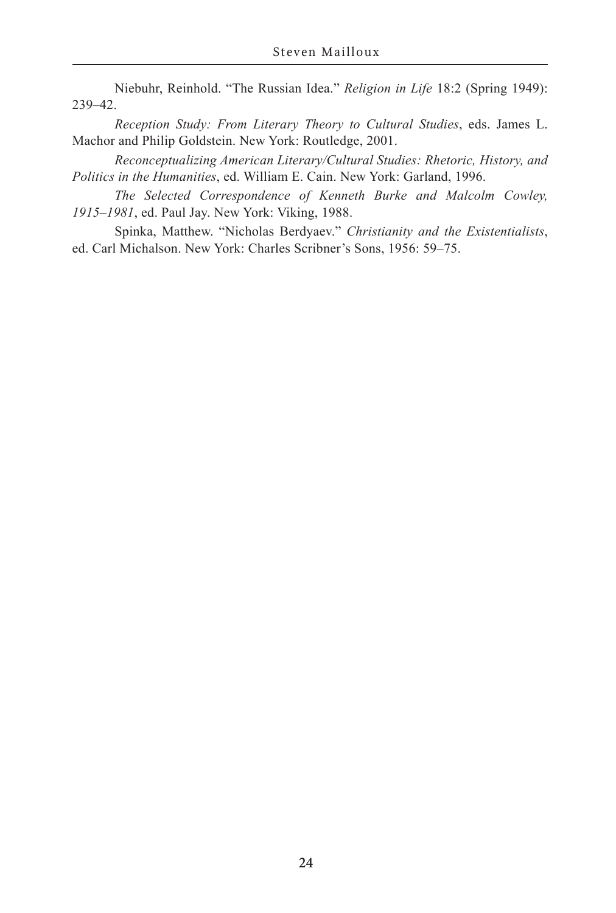Niebuhr, Reinhold. "The Russian Idea." *Religion in Life* 18:2 (Spring 1949): 239–42.

*Reception Study: From Literary Theory to Cultural Studies*, eds. James L. Machor and Philip Goldstein. New York: Routledge, 2001.

*Reconceptualizing American Literary/Cultural Studies: Rhetoric, History, and Politics in the Humanities*, ed. William E. Cain. New York: Garland, 1996.

*The Selected Correspondence of Kenneth Burke and Malcolm Cowley, 1915–1981*, ed. Paul Jay. New York: Viking, 1988.

Spinka, Matthew. "Nicholas Berdyaev." *Christianity and the Existentialists*, ed. Carl Michalson. New York: Charles Scribner's Sons, 1956: 59–75.